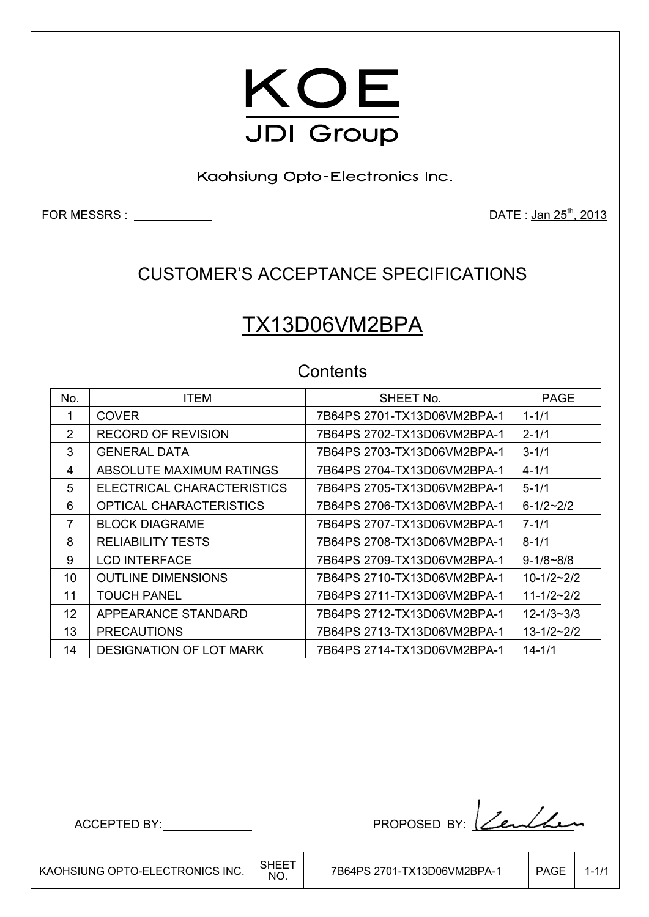# KOE

JDI Group

Kaohsiung Opto-Electronics Inc.

FOR MESSRS : ____________ DATE : Jan 25th, 2013

## CUSTOMER'S ACCEPTANCE SPECIFICATIONS

# TX13D06VM2BPA

### Contents

| No. | ITEM | SHEET No. | PAGE |
|---|---|---|---|
| 1 | COVER | 7B64PS 2701-TX13D06VM2BPA-1 | 1-1/1 |
| 2 | RECORD OF REVISION | 7B64PS 2702-TX13D06VM2BPA-1 | 2-1/1 |
| 3 | GENERAL DATA | 7B64PS 2703-TX13D06VM2BPA-1 | 3-1/1 |
| 4 | ABSOLUTE MAXIMUM RATINGS | 7B64PS 2704-TX13D06VM2BPA-1 | 4-1/1 |
| 5 | ELECTRICAL CHARACTERISTICS | 7B64PS 2705-TX13D06VM2BPA-1 | 5-1/1 |
| 6 | OPTICAL CHARACTERISTICS | 7B64PS 2706-TX13D06VM2BPA-1 | 6-1/2~2/2 |
| 7 | BLOCK DIAGRAME | 7B64PS 2707-TX13D06VM2BPA-1 | 7-1/1 |
| 8 | RELIABILITY TESTS | 7B64PS 2708-TX13D06VM2BPA-1 | 8-1/1 |
| 9 | LCD INTERFACE | 7B64PS 2709-TX13D06VM2BPA-1 | 9-1/8~8/8 |
| 10 | OUTLINE DIMENSIONS | 7B64PS 2710-TX13D06VM2BPA-1 | 10-1/2~2/2 |
| 11 | TOUCH PANEL | 7B64PS 2711-TX13D06VM2BPA-1 | 11-1/2~2/2 |
| 12 | APPEARANCE STANDARD | 7B64PS 2712-TX13D06VM2BPA-1 | 12-1/3~3/3 |
| 13 | PRECAUTIONS | 7B64PS 2713-TX13D06VM2BPA-1 | 13-1/2~2/2 |
| 14 | DESIGNATION OF LOT MARK | 7B64PS 2714-TX13D06VM2BPA-1 | 14-1/1 |

ACCEPTED BY: ____________ PROPOSED BY: (signature)

| KAOHSIUNG OPTO-ELECTRONICS INC. | SHEET NO. | 7B64PS 2701-TX13D06VM2BPA-1 | PAGE | 1-1/1 |
|---|---|---|---|---|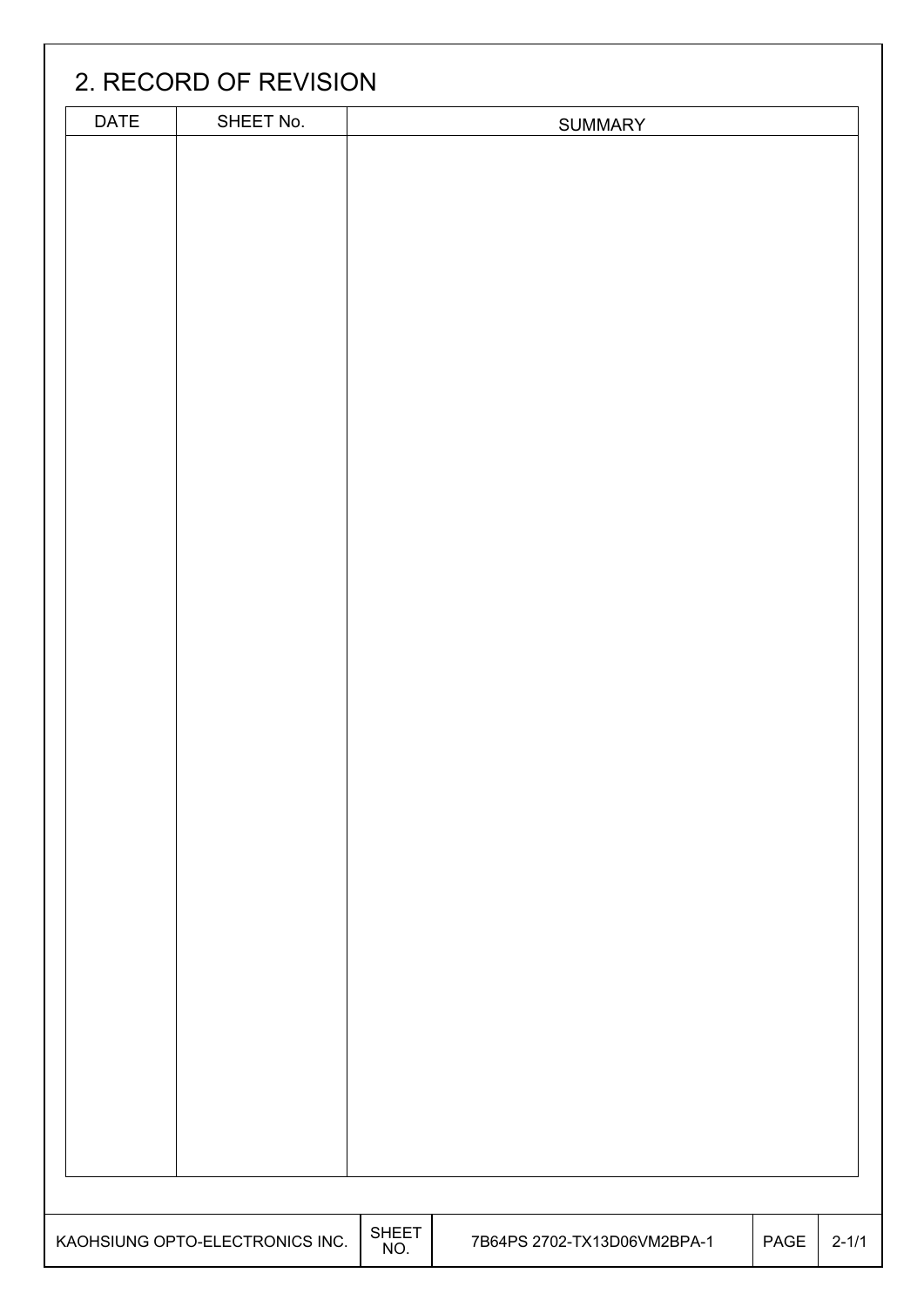## 2. RECORD OF REVISION

| DATE | SHEET No. | SUMMARY |
|---|---|---|
| | | |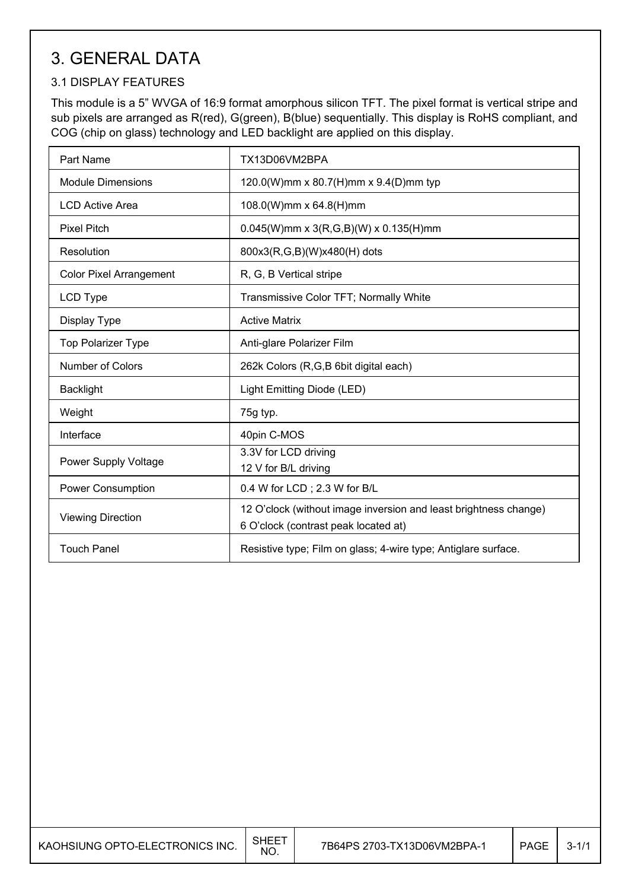# 3. GENERAL DATA

## 3.1 DISPLAY FEATURES

This module is a 5" WVGA of 16:9 format amorphous silicon TFT. The pixel format is vertical stripe and sub pixels are arranged as R(red), G(green), B(blue) sequentially. This display is RoHS compliant, and COG (chip on glass) technology and LED backlight are applied on this display.

| Part Name | TX13D06VM2BPA |
|---|---|
| Module Dimensions | 120.0(W)mm x 80.7(H)mm x 9.4(D)mm typ |
| LCD Active Area | 108.0(W)mm x 64.8(H)mm |
| Pixel Pitch | 0.045(W)mm x 3(R,G,B)(W) x 0.135(H)mm |
| Resolution | 800x3(R,G,B)(W)x480(H) dots |
| Color Pixel Arrangement | R, G, B Vertical stripe |
| LCD Type | Transmissive Color TFT; Normally White |
| Display Type | Active Matrix |
| Top Polarizer Type | Anti-glare Polarizer Film |
| Number of Colors | 262k Colors (R,G,B 6bit digital each) |
| Backlight | Light Emitting Diode (LED) |
| Weight | 75g typ. |
| Interface | 40pin C-MOS |
| Power Supply Voltage | 3.3V for LCD driving<br>12 V for B/L driving |
| Power Consumption | 0.4 W for LCD ; 2.3 W for B/L |
| Viewing Direction | 12 O'clock (without image inversion and least brightness change)<br>6 O'clock (contrast peak located at) |
| Touch Panel | Resistive type; Film on glass; 4-wire type; Antiglare surface. |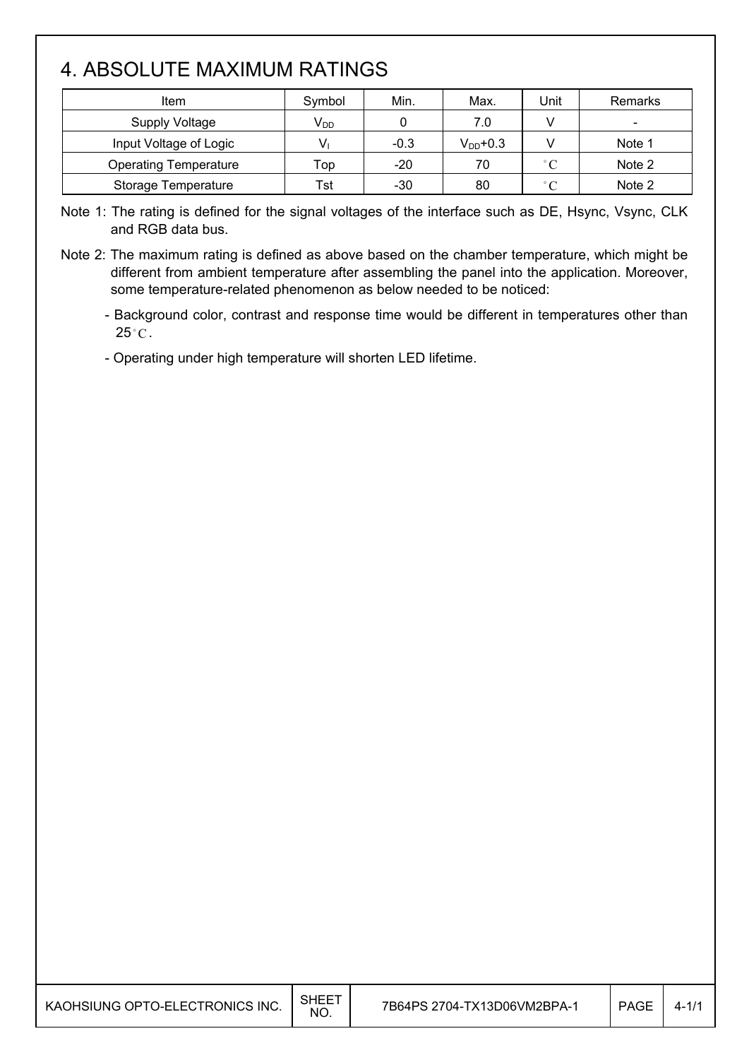# 4. ABSOLUTE MAXIMUM RATINGS

| Item | Symbol | Min. | Max. | Unit | Remarks |
|---|---|---|---|---|---|
| Supply Voltage | $V_{DD}$ | 0 | 7.0 | V | - |
| Input Voltage of Logic | $V_I$ | -0.3 | $V_{DD}$+0.3 | V | Note 1 |
| Operating Temperature | Top | -20 | 70 | °C | Note 2 |
| Storage Temperature | Tst | -30 | 80 | °C | Note 2 |

Note 1: The rating is defined for the signal voltages of the interface such as DE, Hsync, Vsync, CLK and RGB data bus.

Note 2: The maximum rating is defined as above based on the chamber temperature, which might be different from ambient temperature after assembling the panel into the application. Moreover, some temperature-related phenomenon as below needed to be noticed:

- Background color, contrast and response time would be different in temperatures other than 25°C.
- Operating under high temperature will shorten LED lifetime.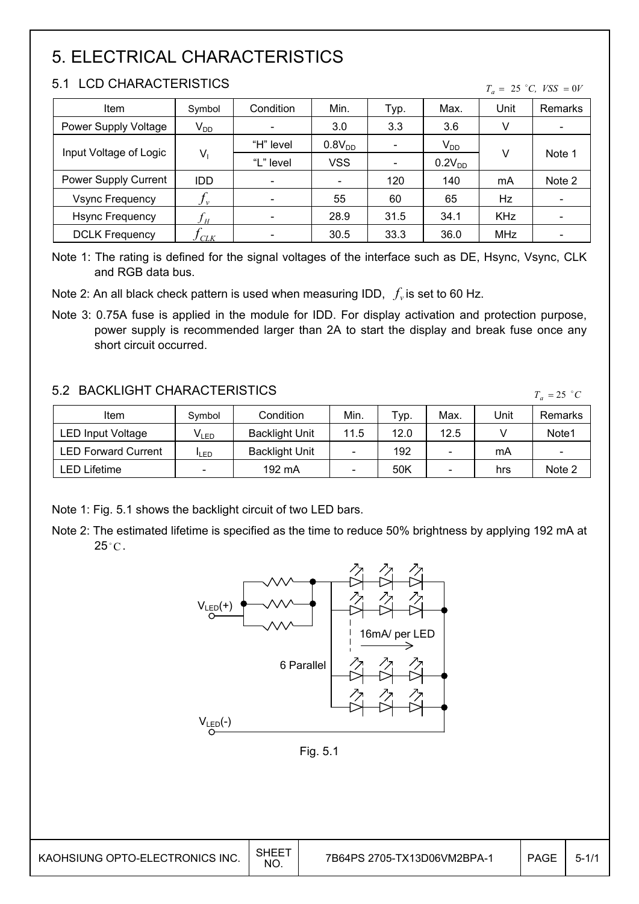# 5. ELECTRICAL CHARACTERISTICS

## 5.1 LCD CHARACTERISTICS

$T_a = 25\ ^\circ C,\ VSS = 0V$

| Item | Symbol | Condition | Min. | Typ. | Max. | Unit | Remarks |
|---|---|---|---|---|---|---|---|
| Power Supply Voltage | $V_{DD}$ | - | 3.0 | 3.3 | 3.6 | V | - |
| Input Voltage of Logic | $V_I$ | "H" level | $0.8V_{DD}$ | - | $V_{DD}$ | V | Note 1 |
| | | "L" level | VSS | - | $0.2V_{DD}$ | | |
| Power Supply Current | IDD | - | - | 120 | 140 | mA | Note 2 |
| Vsync Frequency | $f_v$ | - | 55 | 60 | 65 | Hz | - |
| Hsync Frequency | $f_H$ | - | 28.9 | 31.5 | 34.1 | KHz | - |
| DCLK Frequency | $f_{CLK}$ | - | 30.5 | 33.3 | 36.0 | MHz | - |

Note 1: The rating is defined for the signal voltages of the interface such as DE, Hsync, Vsync, CLK and RGB data bus.

Note 2: An all black check pattern is used when measuring IDD, $f_v$ is set to 60 Hz.

Note 3: 0.75A fuse is applied in the module for IDD. For display activation and protection purpose, power supply is recommended larger than 2A to start the display and break fuse once any short circuit occurred.

## 5.2 BACKLIGHT CHARACTERISTICS

$T_a = 25\ ^\circ C$

| Item | Symbol | Condition | Min. | Typ. | Max. | Unit | Remarks |
|---|---|---|---|---|---|---|---|
| LED Input Voltage | $V_{LED}$ | Backlight Unit | 11.5 | 12.0 | 12.5 | V | Note1 |
| LED Forward Current | $I_{LED}$ | Backlight Unit | - | 192 | - | mA | - |
| LED Lifetime | - | 192 mA | - | 50K | - | hrs | Note 2 |

Note 1: Fig. 5.1 shows the backlight circuit of two LED bars.

Note 2: The estimated lifetime is specified as the time to reduce 50% brightness by applying 192 mA at 25 °C.

$V_{LED}(+)$

16mA/ per LED

6 Parallel

$V_{LED}(-)$

Fig. 5.1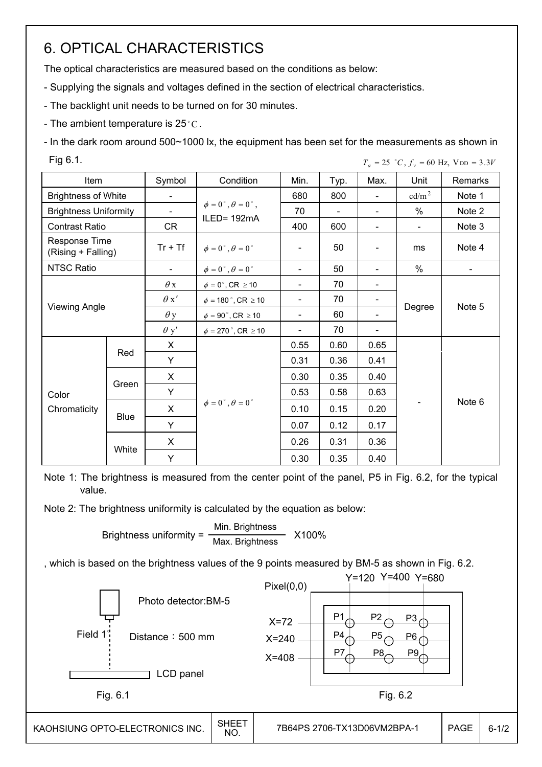# 6. OPTICAL CHARACTERISTICS

The optical characteristics are measured based on the conditions as below:

- Supplying the signals and voltages defined in the section of electrical characteristics.
- The backlight unit needs to be turned on for 30 minutes.
- The ambient temperature is 25°C.
- In the dark room around 500~1000 lx, the equipment has been set for the measurements as shown in Fig 6.1.

$T_a = 25\ ^\circ C$, $f_v = 60$ Hz, $V_{DD} = 3.3V$

| Item | | Symbol | Condition | Min. | Typ. | Max. | Unit | Remarks |
|---|---|---|---|---|---|---|---|---|
| Brightness of White | | - | $\phi = 0^\circ, \theta = 0^\circ$, ILED= 192mA | 680 | 800 | - | $cd/m^2$ | Note 1 |
| Brightness Uniformity | | - | | 70 | - | - | % | Note 2 |
| Contrast Ratio | | CR | | 400 | 600 | - | - | Note 3 |
| Response Time (Rising + Falling) | | Tr + Tf | $\phi = 0^\circ, \theta = 0^\circ$ | - | 50 | - | ms | Note 4 |
| NTSC Ratio | | - | $\phi = 0^\circ, \theta = 0^\circ$ | - | 50 | - | % | - |
| Viewing Angle | | $\theta x$ | $\phi = 0^\circ$, CR $\geq 10$ | - | 70 | - | Degree | Note 5 |
| | | $\theta x'$ | $\phi = 180^\circ$, CR $\geq 10$ | - | 70 | - | | |
| | | $\theta y$ | $\phi = 90^\circ$, CR $\geq 10$ | - | 60 | - | | |
| | | $\theta y'$ | $\phi = 270^\circ$, CR $\geq 10$ | - | 70 | - | | |
| Color Chromaticity | Red | X | $\phi = 0^\circ, \theta = 0^\circ$ | 0.55 | 0.60 | 0.65 | - | Note 6 |
| | | Y | | 0.31 | 0.36 | 0.41 | | |
| | Green | X | | 0.30 | 0.35 | 0.40 | | |
| | | Y | | 0.53 | 0.58 | 0.63 | | |
| | Blue | X | | 0.10 | 0.15 | 0.20 | | |
| | | Y | | 0.07 | 0.12 | 0.17 | | |
| | White | X | | 0.26 | 0.31 | 0.36 | | |
| | | Y | | 0.30 | 0.35 | 0.40 | | |

Note 1: The brightness is measured from the center point of the panel, P5 in Fig. 6.2, for the typical value.

Note 2: The brightness uniformity is calculated by the equation as below:

$$\text{Brightness uniformity} = \frac{\text{Min. Brightness}}{\text{Max. Brightness}} \times 100\%$$

, which is based on the brightness values of the 9 points measured by BM-5 as shown in Fig. 6.2.

Photo detector:BM-5

Field 1°

Distance：500 mm

LCD panel

Fig. 6.1

Pixel(0,0)

Y=120 Y=400 Y=680

X=72: P1, P2, P3

X=240: P4, P5, P6

X=408: P7, P8, P9

Fig. 6.2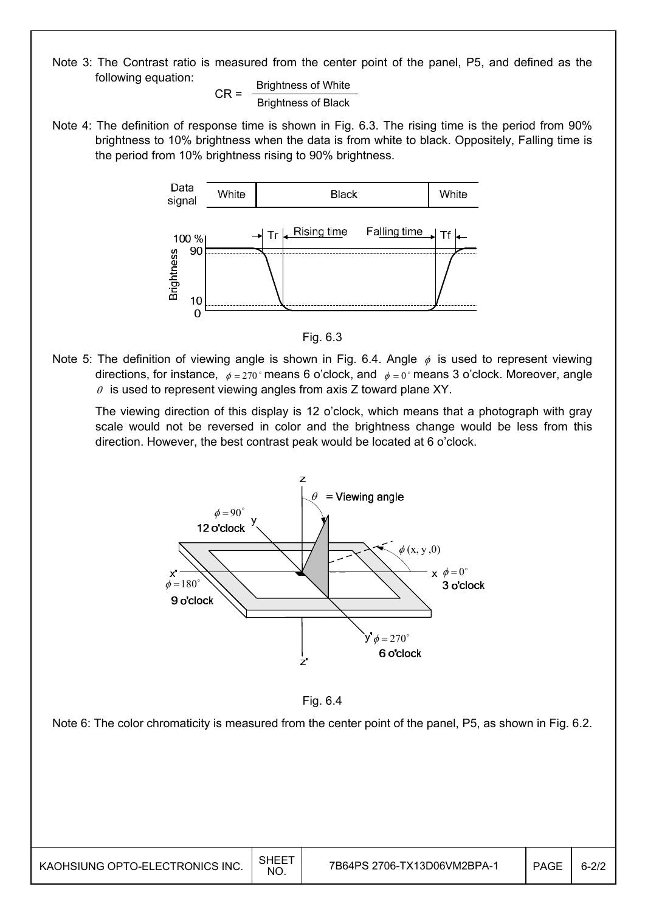Note 3: The Contrast ratio is measured from the center point of the panel, P5, and defined as the following equation:

$$CR = \frac{\text{Brightness of White}}{\text{Brightness of Black}}$$

Note 4: The definition of response time is shown in Fig. 6.3. The rising time is the period from 90% brightness to 10% brightness when the data is from white to black. Oppositely, Falling time is the period from 10% brightness rising to 90% brightness.

Fig. 6.3

Note 5: The definition of viewing angle is shown in Fig. 6.4. Angle $\phi$ is used to represent viewing directions, for instance, $\phi = 270^\circ$ means 6 o'clock, and $\phi = 0^\circ$ means 3 o'clock. Moreover, angle $\theta$ is used to represent viewing angles from axis Z toward plane XY.

The viewing direction of this display is 12 o'clock, which means that a photograph with gray scale would not be reversed in color and the brightness change would be less from this direction. However, the best contrast peak would be located at 6 o'clock.

Fig. 6.4

Note 6: The color chromaticity is measured from the center point of the panel, P5, as shown in Fig. 6.2.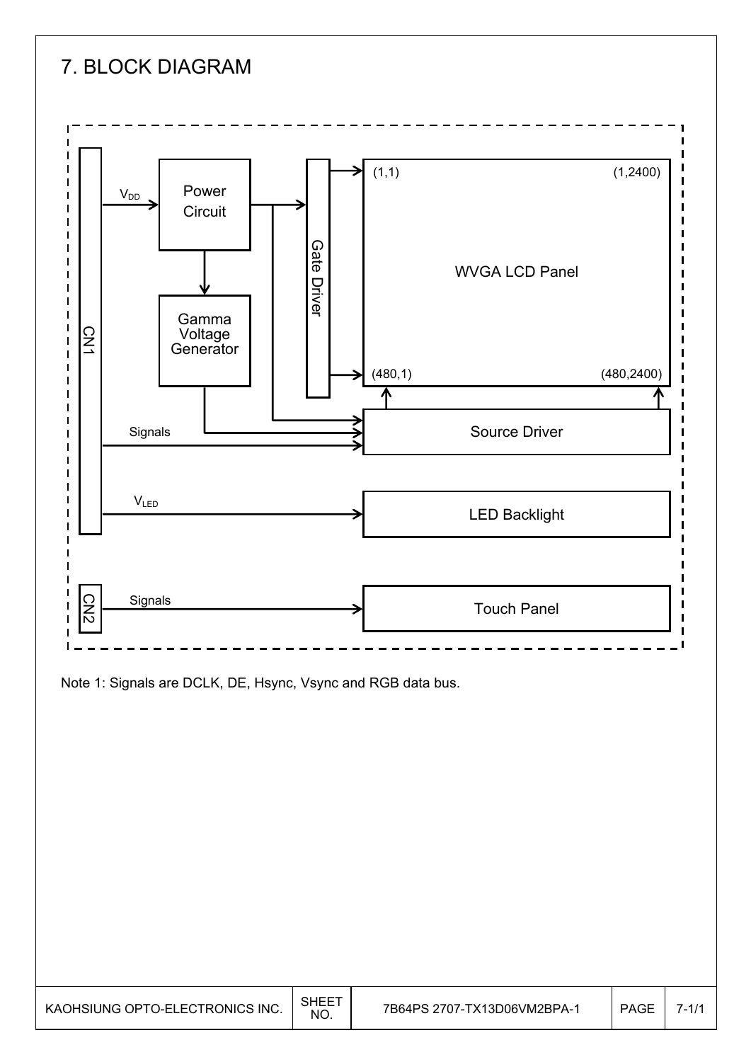# 7. BLOCK DIAGRAM

CN1

$V_{DD}$

Power Circuit

Gamma Voltage Generator

Gate Driver

(1,1) (1,2400)

WVGA LCD Panel

(480,1) (480,2400)

Signals

Source Driver

$V_{LED}$

LED Backlight

CN2

Signals

Touch Panel

Note 1: Signals are DCLK, DE, Hsync, Vsync and RGB data bus.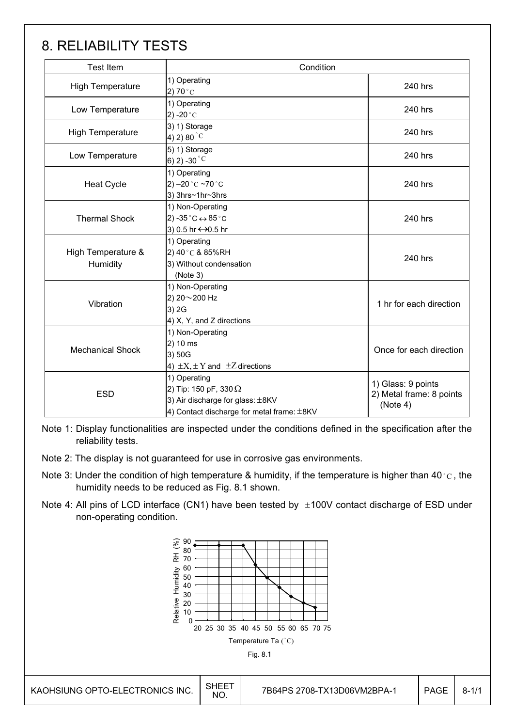# 8. RELIABILITY TESTS

| Test Item | Condition | |
|---|---|---|
| High Temperature | 1) Operating<br>2) 70 °C | 240 hrs |
| Low Temperature | 1) Operating<br>2) -20 °C | 240 hrs |
| High Temperature | 3) 1) Storage<br>4) 2) 80 °C | 240 hrs |
| Low Temperature | 5) 1) Storage<br>6) 2) -30 °C | 240 hrs |
| Heat Cycle | 1) Operating<br>2) –20 °C ~70 °C<br>3) 3hrs~1hr~3hrs | 240 hrs |
| Thermal Shock | 1) Non-Operating<br>2) -35 °C ↔ 85 °C<br>3) 0.5 hr ↔0.5 hr | 240 hrs |
| High Temperature & Humidity | 1) Operating<br>2) 40 °C & 85%RH<br>3) Without condensation<br>(Note 3) | 240 hrs |
| Vibration | 1) Non-Operating<br>2) 20～200 Hz<br>3) 2G<br>4) X, Y, and Z directions | 1 hr for each direction |
| Mechanical Shock | 1) Non-Operating<br>2) 10 ms<br>3) 50G<br>4) ±X, ±Y and ±Z directions | Once for each direction |
| ESD | 1) Operating<br>2) Tip: 150 pF, 330 Ω<br>3) Air discharge for glass: ±8KV<br>4) Contact discharge for metal frame: ±8KV | 1) Glass: 9 points<br>2) Metal frame: 8 points<br>(Note 4) |

Note 1: Display functionalities are inspected under the conditions defined in the specification after the reliability tests.

Note 2: The display is not guaranteed for use in corrosive gas environments.

Note 3: Under the condition of high temperature & humidity, if the temperature is higher than 40 °C, the humidity needs to be reduced as Fig. 8.1 shown.

Note 4: All pins of LCD interface (CN1) have been tested by ±100V contact discharge of ESD under non-operating condition.

Fig. 8.1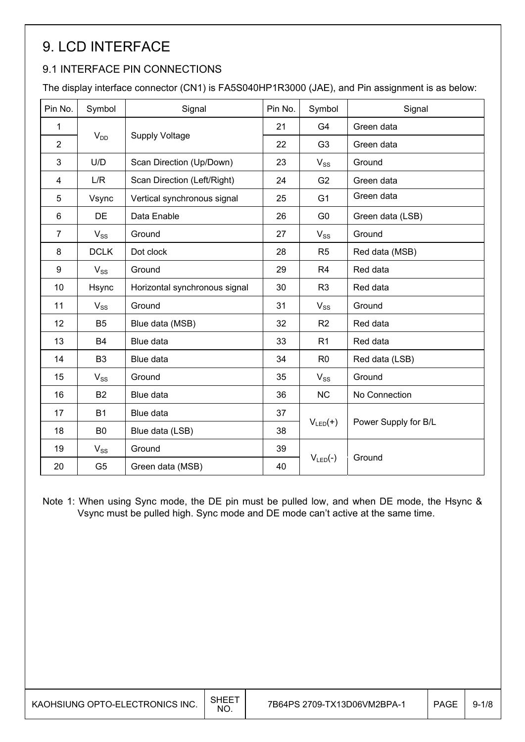# 9. LCD INTERFACE

## 9.1 INTERFACE PIN CONNECTIONS

The display interface connector (CN1) is FA5S040HP1R3000 (JAE), and Pin assignment is as below:

| Pin No. | Symbol | Signal | Pin No. | Symbol | Signal |
|---|---|---|---|---|---|
| 1 | $V_{DD}$ | Supply Voltage | 21 | G4 | Green data |
| 2 | | | 22 | G3 | Green data |
| 3 | U/D | Scan Direction (Up/Down) | 23 | $V_{SS}$ | Ground |
| 4 | L/R | Scan Direction (Left/Right) | 24 | G2 | Green data |
| 5 | Vsync | Vertical synchronous signal | 25 | G1 | Green data |
| 6 | DE | Data Enable | 26 | G0 | Green data (LSB) |
| 7 | $V_{SS}$ | Ground | 27 | $V_{SS}$ | Ground |
| 8 | DCLK | Dot clock | 28 | R5 | Red data (MSB) |
| 9 | $V_{SS}$ | Ground | 29 | R4 | Red data |
| 10 | Hsync | Horizontal synchronous signal | 30 | R3 | Red data |
| 11 | $V_{SS}$ | Ground | 31 | $V_{SS}$ | Ground |
| 12 | B5 | Blue data (MSB) | 32 | R2 | Red data |
| 13 | B4 | Blue data | 33 | R1 | Red data |
| 14 | B3 | Blue data | 34 | R0 | Red data (LSB) |
| 15 | $V_{SS}$ | Ground | 35 | $V_{SS}$ | Ground |
| 16 | B2 | Blue data | 36 | NC | No Connection |
| 17 | B1 | Blue data | 37 | $V_{LED}(+)$ | Power Supply for B/L |
| 18 | B0 | Blue data (LSB) | 38 | | |
| 19 | $V_{SS}$ | Ground | 39 | $V_{LED}(-)$ | Ground |
| 20 | G5 | Green data (MSB) | 40 | | |

Note 1: When using Sync mode, the DE pin must be pulled low, and when DE mode, the Hsync & Vsync must be pulled high. Sync mode and DE mode can't active at the same time.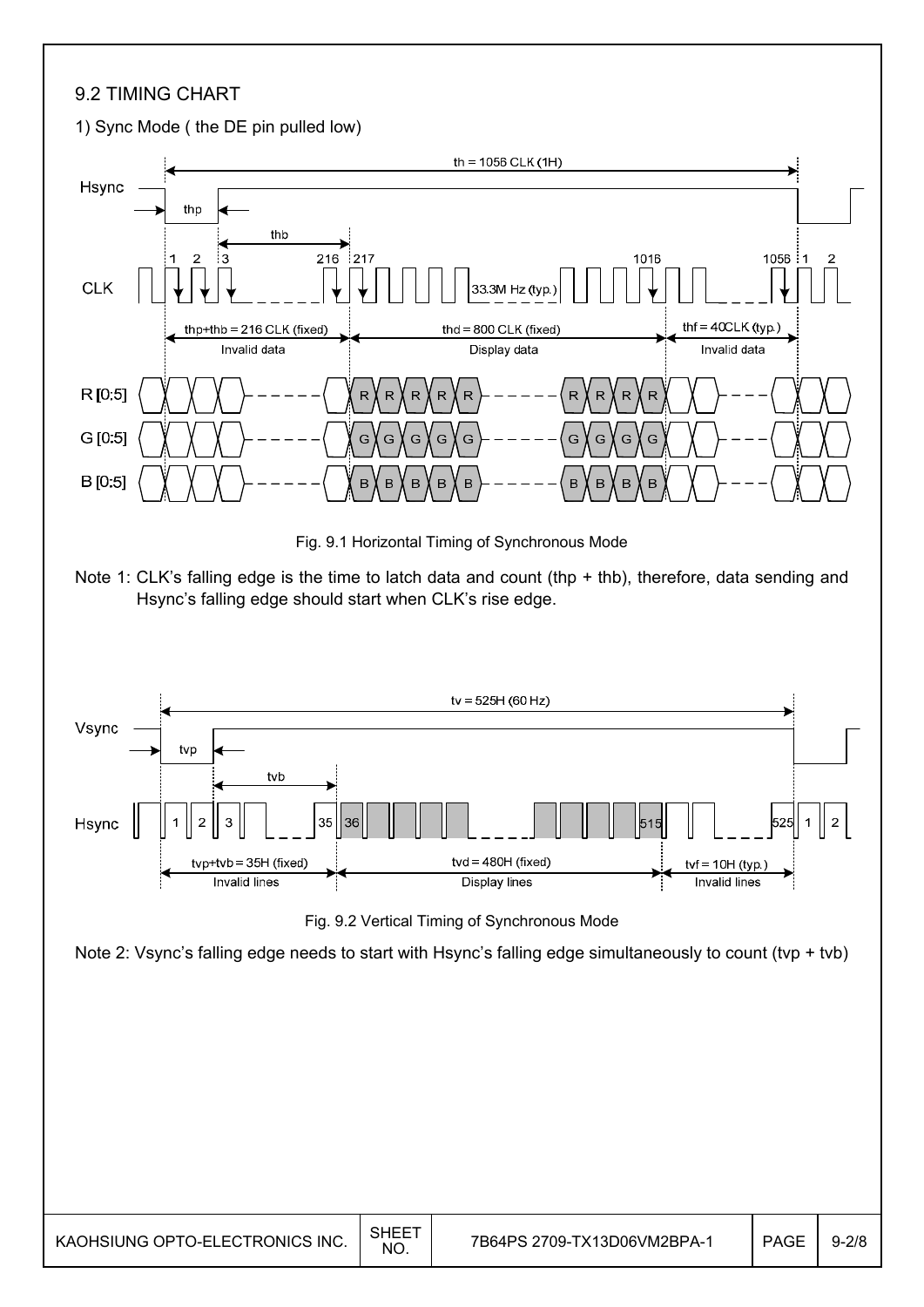## 9.2 TIMING CHART

1) Sync Mode ( the DE pin pulled low)

th = 1056 CLK (1H)

Hsync

thp

thb

CLK

1 2 3 216 217 1016 1056 1 2

33.3M Hz (typ.)

thp+thb = 216 CLK (fixed) — Invalid data

thd = 800 CLK (fixed) — Display data

thf = 40CLK (typ.) — Invalid data

R [0:5]

G [0:5]

B [0:5]

Fig. 9.1 Horizontal Timing of Synchronous Mode

Note 1: CLK's falling edge is the time to latch data and count (thp + thb), therefore, data sending and Hsync's falling edge should start when CLK's rise edge.

tv = 525H (60 Hz)

Vsync

tvp

tvb

Hsync

1 2 3 35 36 515 525 1 2

tvp+tvb = 35H (fixed) — Invalid lines

tvd = 480H (fixed) — Display lines

tvf = 10H (typ.) — Invalid lines

Fig. 9.2 Vertical Timing of Synchronous Mode

Note 2: Vsync's falling edge needs to start with Hsync's falling edge simultaneously to count (tvp + tvb)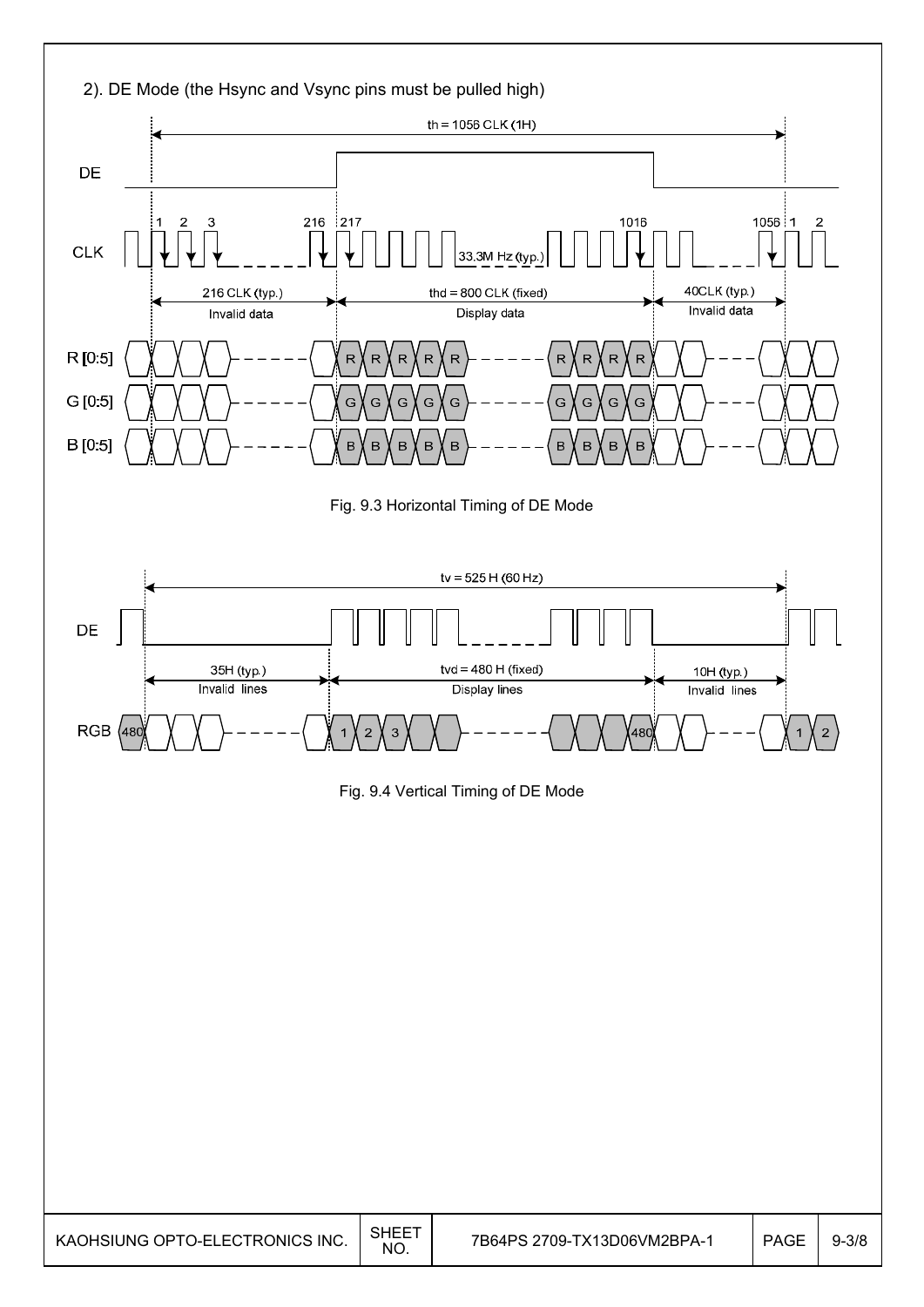2). DE Mode (the Hsync and Vsync pins must be pulled high)

th = 1056 CLK (1H)

DE

CLK

1 2 3 216 217 1016 1056 1 2

33.3M Hz (typ.)

216 CLK (typ.) Invalid data

thd = 800 CLK (fixed) Display data

40CLK (typ.) Invalid data

R [0:5]

G [0:5]

B [0:5]

Fig. 9.3 Horizontal Timing of DE Mode

tv = 525 H (60 Hz)

DE

35H (typ.) Invalid lines

tvd = 480 H (fixed) Display lines

10H (typ.) Invalid lines

RGB

Fig. 9.4 Vertical Timing of DE Mode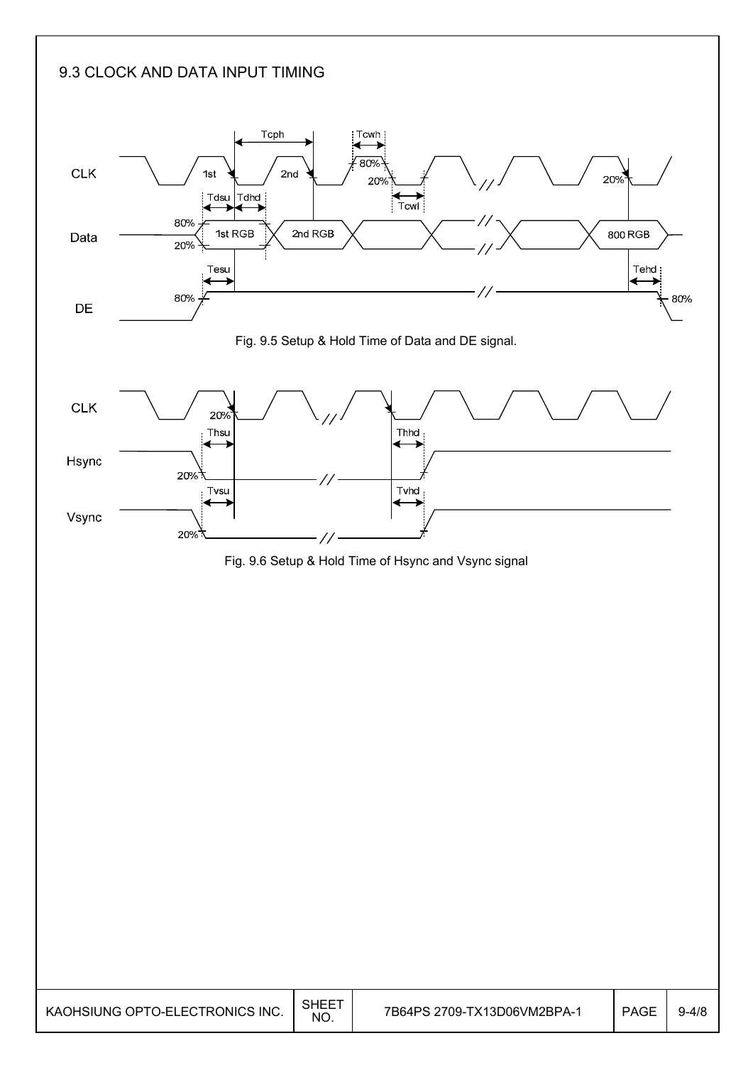## 9.3 CLOCK AND DATA INPUT TIMING

Fig. 9.5 Setup & Hold Time of Data and DE signal.

Fig. 9.6 Setup & Hold Time of Hsync and Vsync signal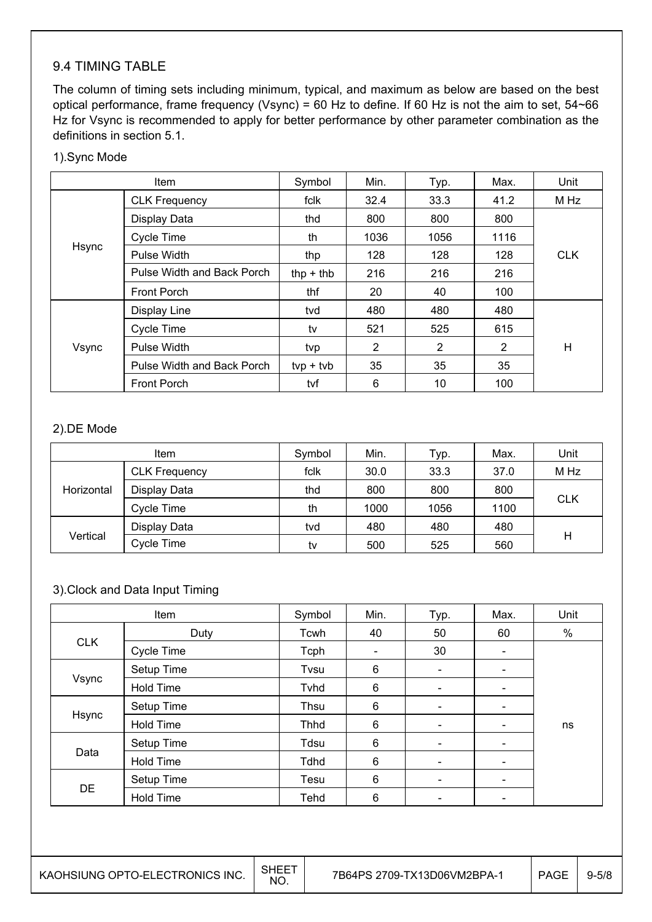## 9.4 TIMING TABLE

The column of timing sets including minimum, typical, and maximum as below are based on the best optical performance, frame frequency (Vsync) = 60 Hz to define. If 60 Hz is not the aim to set, 54~66 Hz for Vsync is recommended to apply for better performance by other parameter combination as the definitions in section 5.1.

1).Sync Mode

| Item | | Symbol | Min. | Typ. | Max. | Unit |
|---|---|---|---|---|---|---|
| Hsync | CLK Frequency | fclk | 32.4 | 33.3 | 41.2 | M Hz |
| | Display Data | thd | 800 | 800 | 800 | CLK |
| | Cycle Time | th | 1036 | 1056 | 1116 | |
| | Pulse Width | thp | 128 | 128 | 128 | |
| | Pulse Width and Back Porch | thp + thb | 216 | 216 | 216 | |
| | Front Porch | thf | 20 | 40 | 100 | |
| Vsync | Display Line | tvd | 480 | 480 | 480 | H |
| | Cycle Time | tv | 521 | 525 | 615 | |
| | Pulse Width | tvp | 2 | 2 | 2 | |
| | Pulse Width and Back Porch | tvp + tvb | 35 | 35 | 35 | |
| | Front Porch | tvf | 6 | 10 | 100 | |

2).DE Mode

| Item | | Symbol | Min. | Typ. | Max. | Unit |
|---|---|---|---|---|---|---|
| Horizontal | CLK Frequency | fclk | 30.0 | 33.3 | 37.0 | M Hz |
| | Display Data | thd | 800 | 800 | 800 | CLK |
| | Cycle Time | th | 1000 | 1056 | 1100 | |
| Vertical | Display Data | tvd | 480 | 480 | 480 | H |
| | Cycle Time | tv | 500 | 525 | 560 | |

3).Clock and Data Input Timing

| Item | | Symbol | Min. | Typ. | Max. | Unit |
|---|---|---|---|---|---|---|
| CLK | Duty | Tcwh | 40 | 50 | 60 | % |
| | Cycle Time | Tcph | - | 30 | - | ns |
| Vsync | Setup Time | Tvsu | 6 | - | - | |
| | Hold Time | Tvhd | 6 | - | - | |
| Hsync | Setup Time | Thsu | 6 | - | - | |
| | Hold Time | Thhd | 6 | - | - | |
| Data | Setup Time | Tdsu | 6 | - | - | |
| | Hold Time | Tdhd | 6 | - | - | |
| DE | Setup Time | Tesu | 6 | - | - | |
| | Hold Time | Tehd | 6 | - | - | |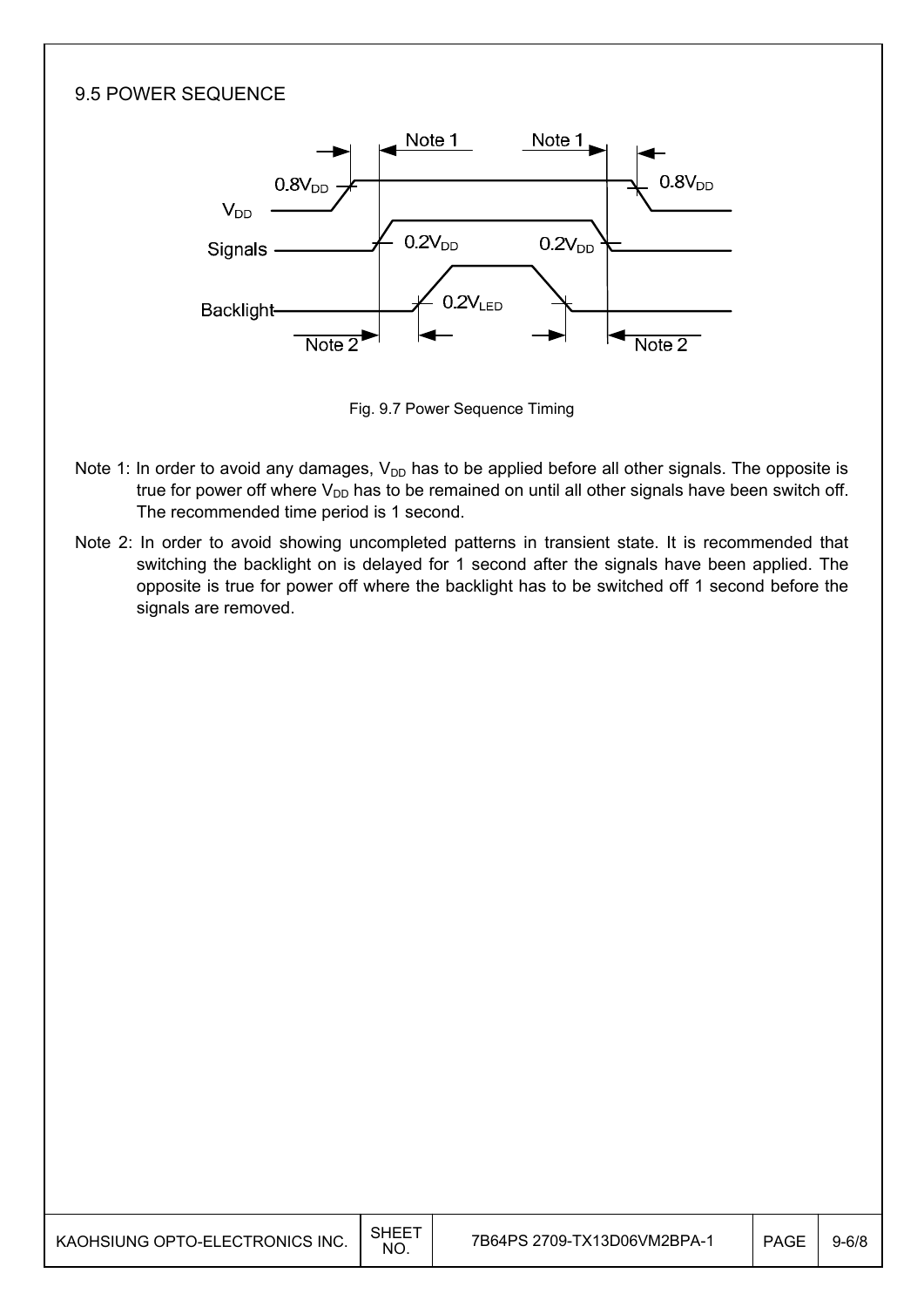## 9.5 POWER SEQUENCE

Fig. 9.7 Power Sequence Timing

Note 1: In order to avoid any damages, $V_{DD}$ has to be applied before all other signals. The opposite is true for power off where $V_{DD}$ has to be remained on until all other signals have been switch off. The recommended time period is 1 second.

Note 2: In order to avoid showing uncompleted patterns in transient state. It is recommended that switching the backlight on is delayed for 1 second after the signals have been applied. The opposite is true for power off where the backlight has to be switched off 1 second before the signals are removed.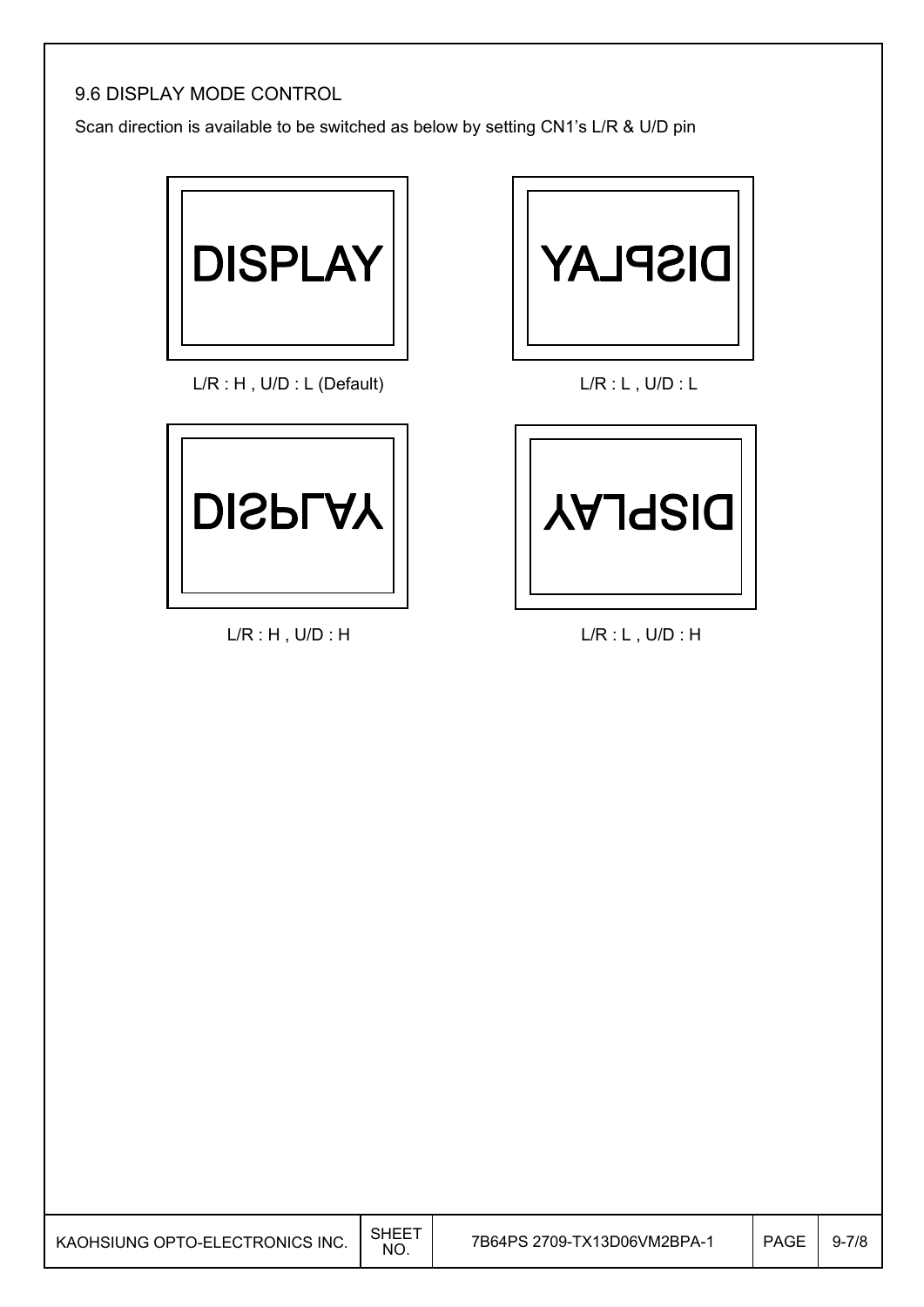9.6 DISPLAY MODE CONTROL

Scan direction is available to be switched as below by setting CN1's L/R & U/D pin

DISPLAY

L/R : H , U/D : L (Default)

DISPLAY

L/R : L , U/D : L

DISPLAY

L/R : H , U/D : H

DISPLAY

L/R : L , U/D : H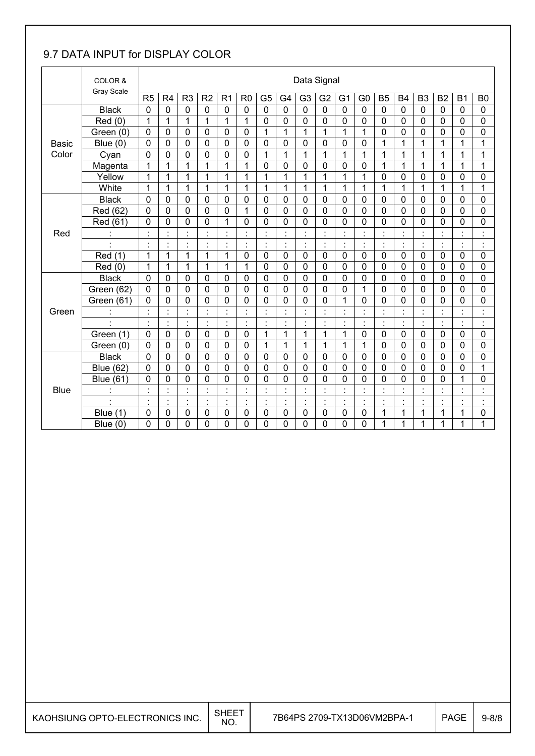## 9.7 DATA INPUT for DISPLAY COLOR

| | COLOR & Gray Scale | Data Signal | | | | | | | | | | | | | | | | | |
|---|---|---|---|---|---|---|---|---|---|---|---|---|---|---|---|---|---|---|---|
| | | R5 | R4 | R3 | R2 | R1 | R0 | G5 | G4 | G3 | G2 | G1 | G0 | B5 | B4 | B3 | B2 | B1 | B0 |
| Basic Color | Black | 0 | 0 | 0 | 0 | 0 | 0 | 0 | 0 | 0 | 0 | 0 | 0 | 0 | 0 | 0 | 0 | 0 | 0 |
| | Red (0) | 1 | 1 | 1 | 1 | 1 | 1 | 0 | 0 | 0 | 0 | 0 | 0 | 0 | 0 | 0 | 0 | 0 | 0 |
| | Green (0) | 0 | 0 | 0 | 0 | 0 | 0 | 1 | 1 | 1 | 1 | 1 | 1 | 0 | 0 | 0 | 0 | 0 | 0 |
| | Blue (0) | 0 | 0 | 0 | 0 | 0 | 0 | 0 | 0 | 0 | 0 | 0 | 0 | 1 | 1 | 1 | 1 | 1 | 1 |
| | Cyan | 0 | 0 | 0 | 0 | 0 | 0 | 1 | 1 | 1 | 1 | 1 | 1 | 1 | 1 | 1 | 1 | 1 | 1 |
| | Magenta | 1 | 1 | 1 | 1 | 1 | 1 | 0 | 0 | 0 | 0 | 0 | 0 | 1 | 1 | 1 | 1 | 1 | 1 |
| | Yellow | 1 | 1 | 1 | 1 | 1 | 1 | 1 | 1 | 1 | 1 | 1 | 1 | 0 | 0 | 0 | 0 | 0 | 0 |
| | White | 1 | 1 | 1 | 1 | 1 | 1 | 1 | 1 | 1 | 1 | 1 | 1 | 1 | 1 | 1 | 1 | 1 | 1 |
| Red | Black | 0 | 0 | 0 | 0 | 0 | 0 | 0 | 0 | 0 | 0 | 0 | 0 | 0 | 0 | 0 | 0 | 0 | 0 |
| | Red (62) | 0 | 0 | 0 | 0 | 0 | 1 | 0 | 0 | 0 | 0 | 0 | 0 | 0 | 0 | 0 | 0 | 0 | 0 |
| | Red (61) | 0 | 0 | 0 | 0 | 1 | 0 | 0 | 0 | 0 | 0 | 0 | 0 | 0 | 0 | 0 | 0 | 0 | 0 |
| | : | : | : | : | : | : | : | : | : | : | : | : | : | : | : | : | : | : | : |
| | : | : | : | : | : | : | : | : | : | : | : | : | : | : | : | : | : | : | : |
| | Red (1) | 1 | 1 | 1 | 1 | 1 | 0 | 0 | 0 | 0 | 0 | 0 | 0 | 0 | 0 | 0 | 0 | 0 | 0 |
| | Red (0) | 1 | 1 | 1 | 1 | 1 | 1 | 0 | 0 | 0 | 0 | 0 | 0 | 0 | 0 | 0 | 0 | 0 | 0 |
| Green | Black | 0 | 0 | 0 | 0 | 0 | 0 | 0 | 0 | 0 | 0 | 0 | 0 | 0 | 0 | 0 | 0 | 0 | 0 |
| | Green (62) | 0 | 0 | 0 | 0 | 0 | 0 | 0 | 0 | 0 | 0 | 0 | 1 | 0 | 0 | 0 | 0 | 0 | 0 |
| | Green (61) | 0 | 0 | 0 | 0 | 0 | 0 | 0 | 0 | 0 | 0 | 1 | 0 | 0 | 0 | 0 | 0 | 0 | 0 |
| | : | : | : | : | : | : | : | : | : | : | : | : | : | : | : | : | : | : | : |
| | : | : | : | : | : | : | : | : | : | : | : | : | : | : | : | : | : | : | : |
| | Green (1) | 0 | 0 | 0 | 0 | 0 | 0 | 1 | 1 | 1 | 1 | 1 | 0 | 0 | 0 | 0 | 0 | 0 | 0 |
| | Green (0) | 0 | 0 | 0 | 0 | 0 | 0 | 1 | 1 | 1 | 1 | 1 | 1 | 0 | 0 | 0 | 0 | 0 | 0 |
| Blue | Black | 0 | 0 | 0 | 0 | 0 | 0 | 0 | 0 | 0 | 0 | 0 | 0 | 0 | 0 | 0 | 0 | 0 | 0 |
| | Blue (62) | 0 | 0 | 0 | 0 | 0 | 0 | 0 | 0 | 0 | 0 | 0 | 0 | 0 | 0 | 0 | 0 | 0 | 1 |
| | Blue (61) | 0 | 0 | 0 | 0 | 0 | 0 | 0 | 0 | 0 | 0 | 0 | 0 | 0 | 0 | 0 | 0 | 1 | 0 |
| | : | : | : | : | : | : | : | : | : | : | : | : | : | : | : | : | : | : | : |
| | : | : | : | : | : | : | : | : | : | : | : | : | : | : | : | : | : | : | : |
| | Blue (1) | 0 | 0 | 0 | 0 | 0 | 0 | 0 | 0 | 0 | 0 | 0 | 0 | 1 | 1 | 1 | 1 | 1 | 0 |
| | Blue (0) | 0 | 0 | 0 | 0 | 0 | 0 | 0 | 0 | 0 | 0 | 0 | 0 | 1 | 1 | 1 | 1 | 1 | 1 |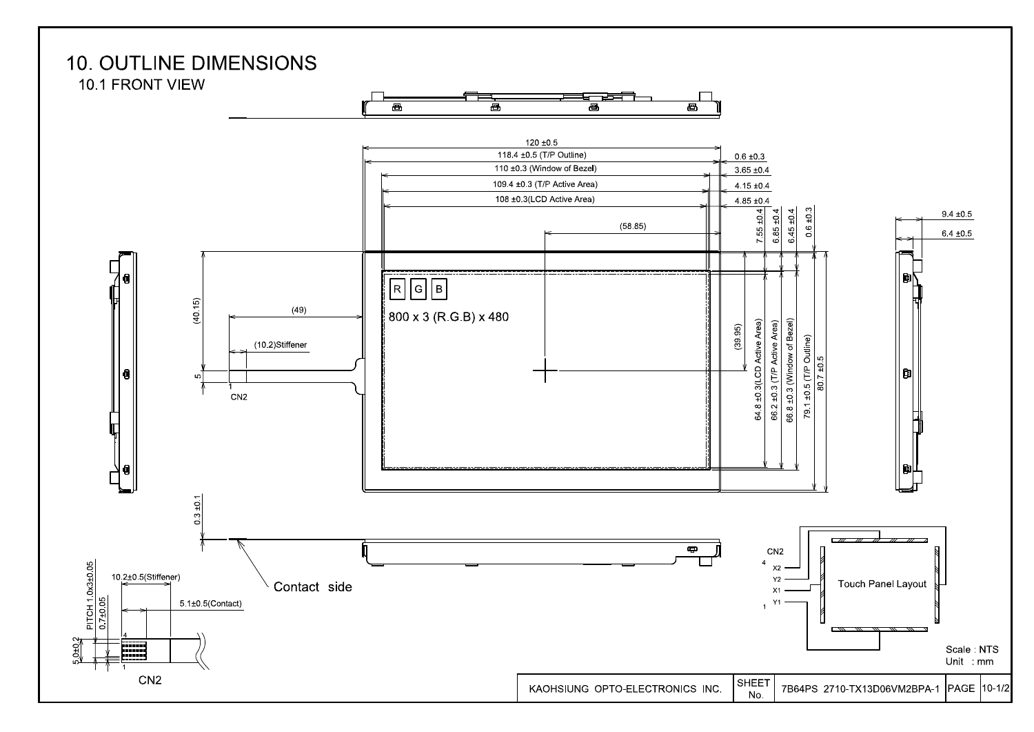# 10. OUTLINE DIMENSIONS

## 10.1 FRONT VIEW

120 ±0.5

118.4 ±0.5 (T/P Outline)

110 ±0.3 (Window of Bezel)

109.4 ±0.3 (T/P Active Area)

108 ±0.3(LCD Active Area)

0.6 ±0.3

3.65 ±0.4

4.15 ±0.4

4.85 ±0.4

(58.85)

7.55 ±0.4

6.85 ±0.4

6.45 ±0.4

0.6 ±0.3

9.4 ±0.5

6.4 ±0.5

R G B

800 x 3 (R.G.B) x 480

(40.15)

(49)

(10.2)Stiffener

5

1

CN2

(39.95)

64.8 ±0.3(LCD Active Area)

66.2 ±0.3 (T/P Active Area)

66.8 ±0.3 (Window of Bezel)

79.1 ±0.5 (T/P Outline)

80.7 ±0.5

0.3 ±0.1

Contact side

PITCH 1.0x3±0.05

0.7±0.05

10.2±0.5(Stiffener)

5.1±0.5(Contact)

5.0±0.2

4

1

CN2

CN2

4 X2

Y2

X1

1 Y1

Touch Panel Layout

Scale : NTS

Unit : mm

| KAOHSIUNG OPTO-ELECTRONICS INC. | SHEET No. | 7B64PS 2710-TX13D06VM2BPA-1 | PAGE | 10-1/2 |
|---|---|---|---|---|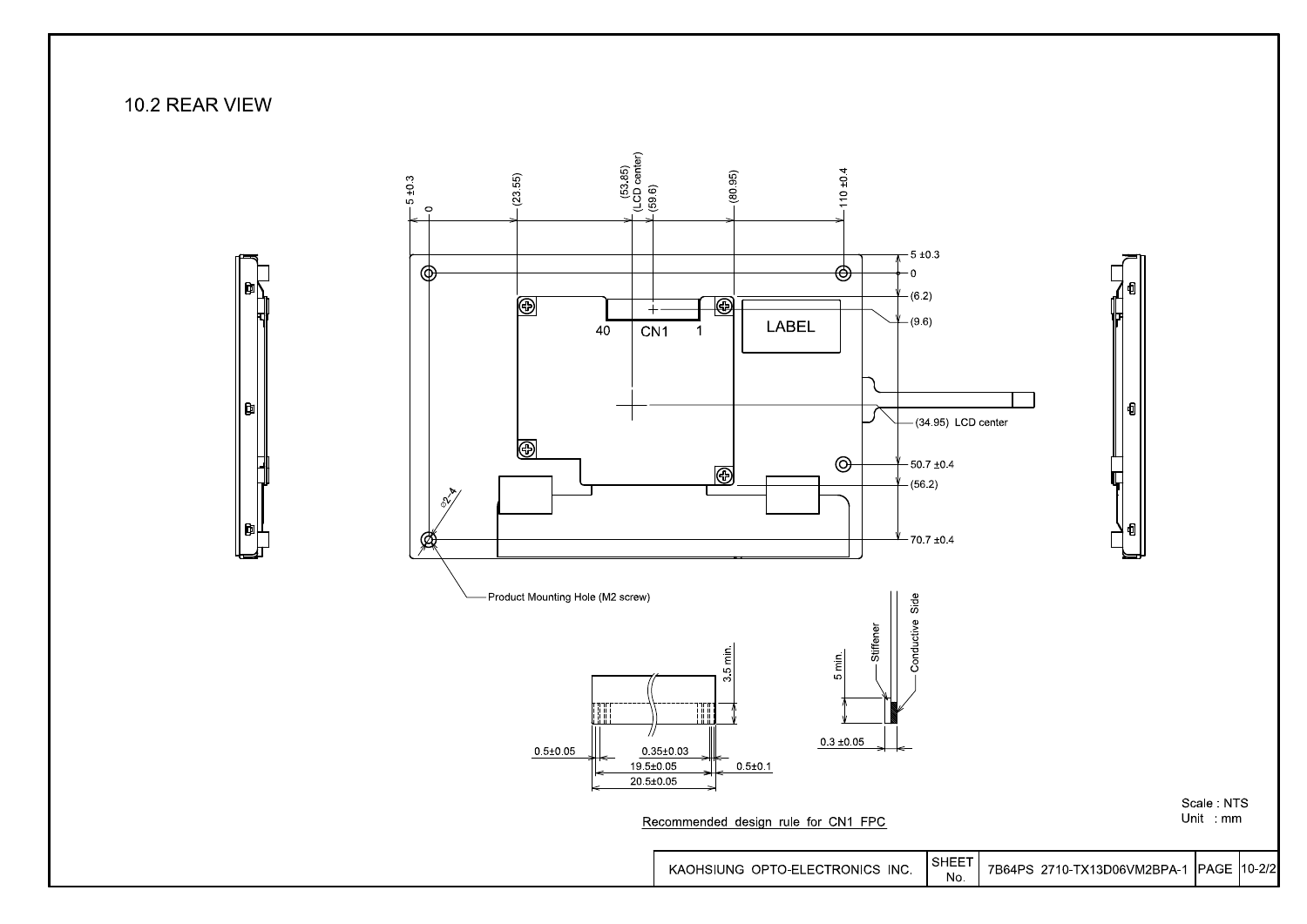## 10.2 REAR VIEW

5 ±0.3
0
(23.55)
(53.85)
(LCD center)
(59.6)
(80.95)
110 ±0.4

5 ±0.3
0
(6.2)
(9.6)
(34.95) LCD center
50.7 ±0.4
(56.2)
70.7 ±0.4

40 CN1 1

LABEL

ϕ2-4

Product Mounting Hole (M2 screw)

3.5 min.
0.5±0.05
0.35±0.03
19.5±0.05
20.5±0.05
0.5±0.1

5 min.
Stiffener
Conductive Side
0.3 ±0.05

Recommended design rule for CN1 FPC

Scale : NTS
Unit : mm

| KAOHSIUNG OPTO-ELECTRONICS INC. | SHEET No. | 7B64PS 2710-TX13D06VM2BPA-1 | PAGE | 10-2/2 |
|---|---|---|---|---|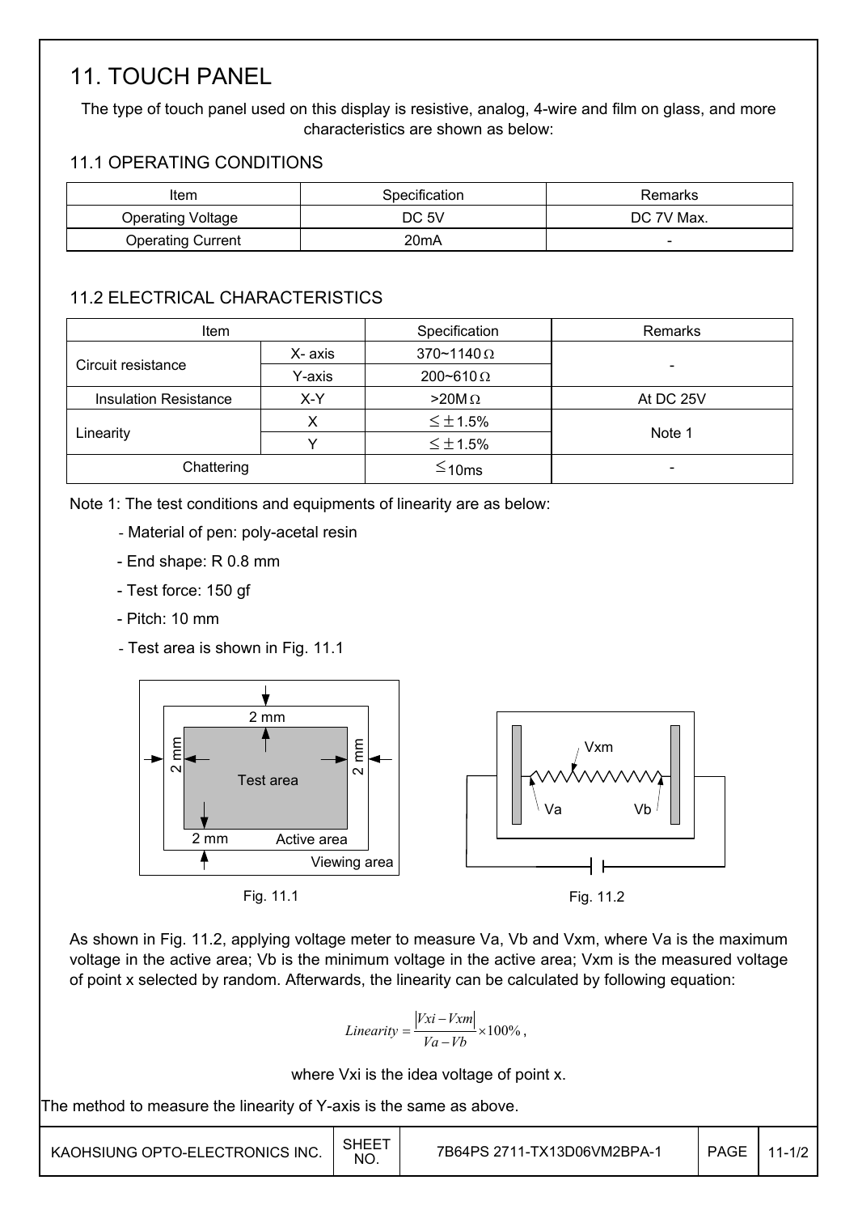# 11. TOUCH PANEL

The type of touch panel used on this display is resistive, analog, 4-wire and film on glass, and more characteristics are shown as below:

## 11.1 OPERATING CONDITIONS

| Item | Specification | Remarks |
|---|---|---|
| Operating Voltage | DC 5V | DC 7V Max. |
| Operating Current | 20mA | - |

## 11.2 ELECTRICAL CHARACTERISTICS

| Item | | Specification | Remarks |
|---|---|---|---|
| Circuit resistance | X- axis | 370~1140Ω | - |
| | Y-axis | 200~610Ω | |
| Insulation Resistance | X-Y | >20MΩ | At DC 25V |
| Linearity | X | ≤±1.5% | Note 1 |
| | Y | ≤±1.5% | |
| Chattering | | ≤10ms | - |

Note 1: The test conditions and equipments of linearity are as below:

- Material of pen: poly-acetal resin
- End shape: R 0.8 mm
- Test force: 150 gf
- Pitch: 10 mm
- Test area is shown in Fig. 11.1

Fig. 11.1

Fig. 11.2

As shown in Fig. 11.2, applying voltage meter to measure Va, Vb and Vxm, where Va is the maximum voltage in the active area; Vb is the minimum voltage in the active area; Vxm is the measured voltage of point x selected by random. Afterwards, the linearity can be calculated by following equation:

$$Linearity = \frac{|Vxi - Vxm|}{Va - Vb} \times 100\%,$$

where Vxi is the idea voltage of point x.

The method to measure the linearity of Y-axis is the same as above.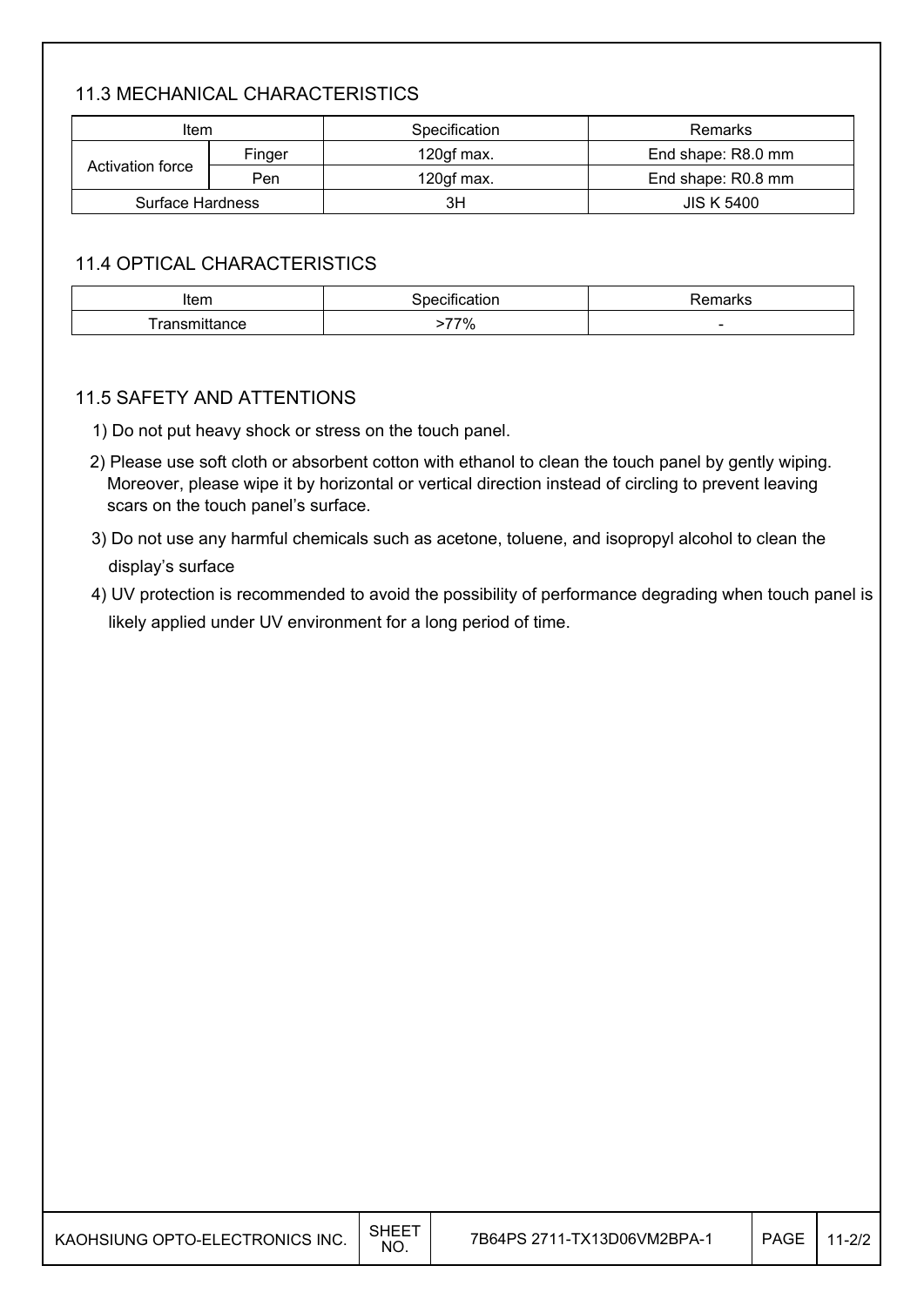### 11.3 MECHANICAL CHARACTERISTICS

| Item | | Specification | Remarks |
|---|---|---|---|
| Activation force | Finger | 120gf max. | End shape: R8.0 mm |
| | Pen | 120gf max. | End shape: R0.8 mm |
| Surface Hardness | | 3H | JIS K 5400 |

### 11.4 OPTICAL CHARACTERISTICS

| Item | Specification | Remarks |
|---|---|---|
| Transmittance | >77% | - |

### 11.5 SAFETY AND ATTENTIONS

1) Do not put heavy shock or stress on the touch panel.

2) Please use soft cloth or absorbent cotton with ethanol to clean the touch panel by gently wiping. Moreover, please wipe it by horizontal or vertical direction instead of circling to prevent leaving scars on the touch panel's surface.

3) Do not use any harmful chemicals such as acetone, toluene, and isopropyl alcohol to clean the display's surface

4) UV protection is recommended to avoid the possibility of performance degrading when touch panel is likely applied under UV environment for a long period of time.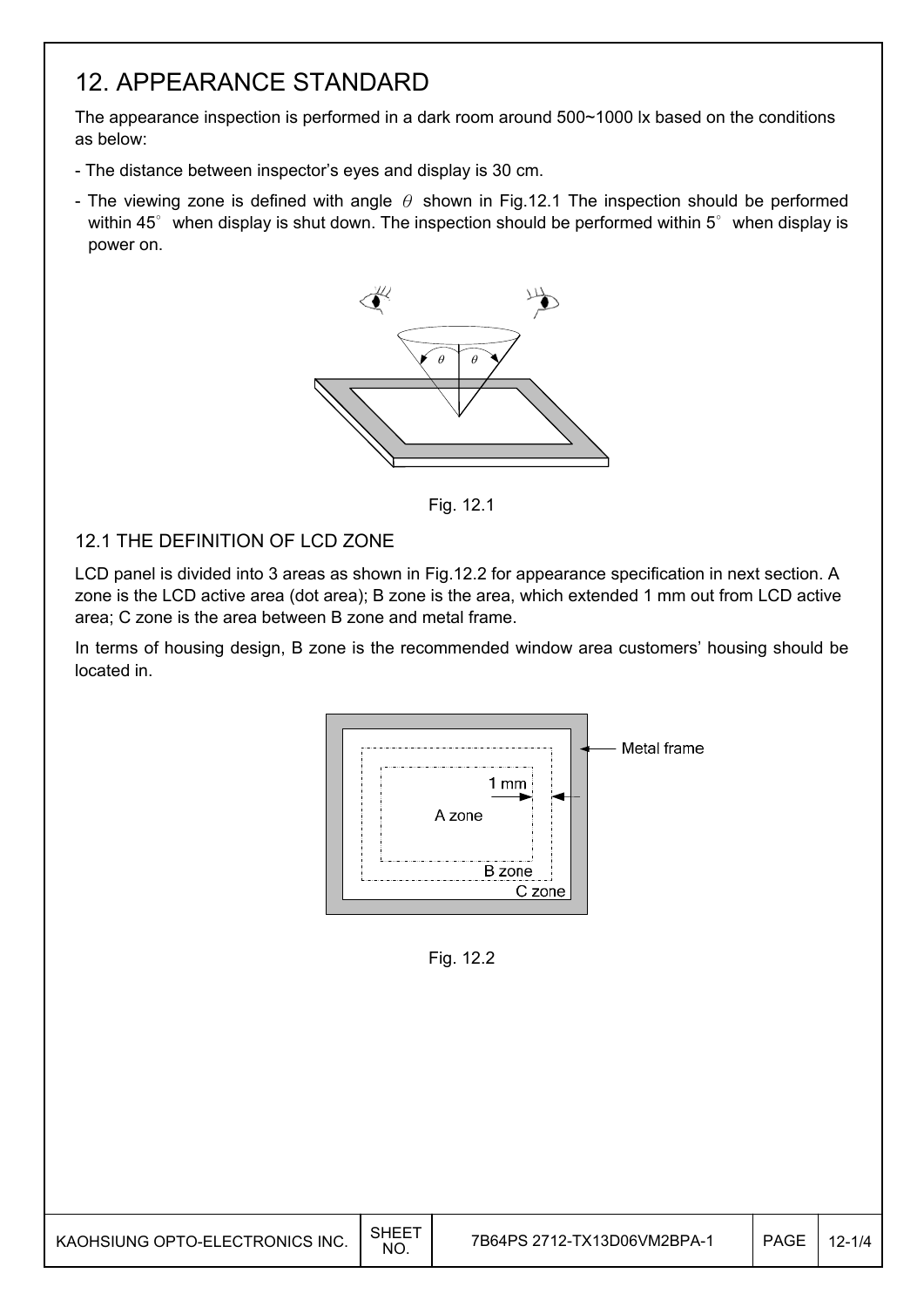# 12. APPEARANCE STANDARD

The appearance inspection is performed in a dark room around 500~1000 lx based on the conditions as below:

- The distance between inspector's eyes and display is 30 cm.
- The viewing zone is defined with angle $\theta$ shown in Fig.12.1 The inspection should be performed within 45° when display is shut down. The inspection should be performed within 5° when display is power on.

Fig. 12.1

## 12.1 THE DEFINITION OF LCD ZONE

LCD panel is divided into 3 areas as shown in Fig.12.2 for appearance specification in next section. A zone is the LCD active area (dot area); B zone is the area, which extended 1 mm out from LCD active area; C zone is the area between B zone and metal frame.

In terms of housing design, B zone is the recommended window area customers' housing should be located in.

Fig. 12.2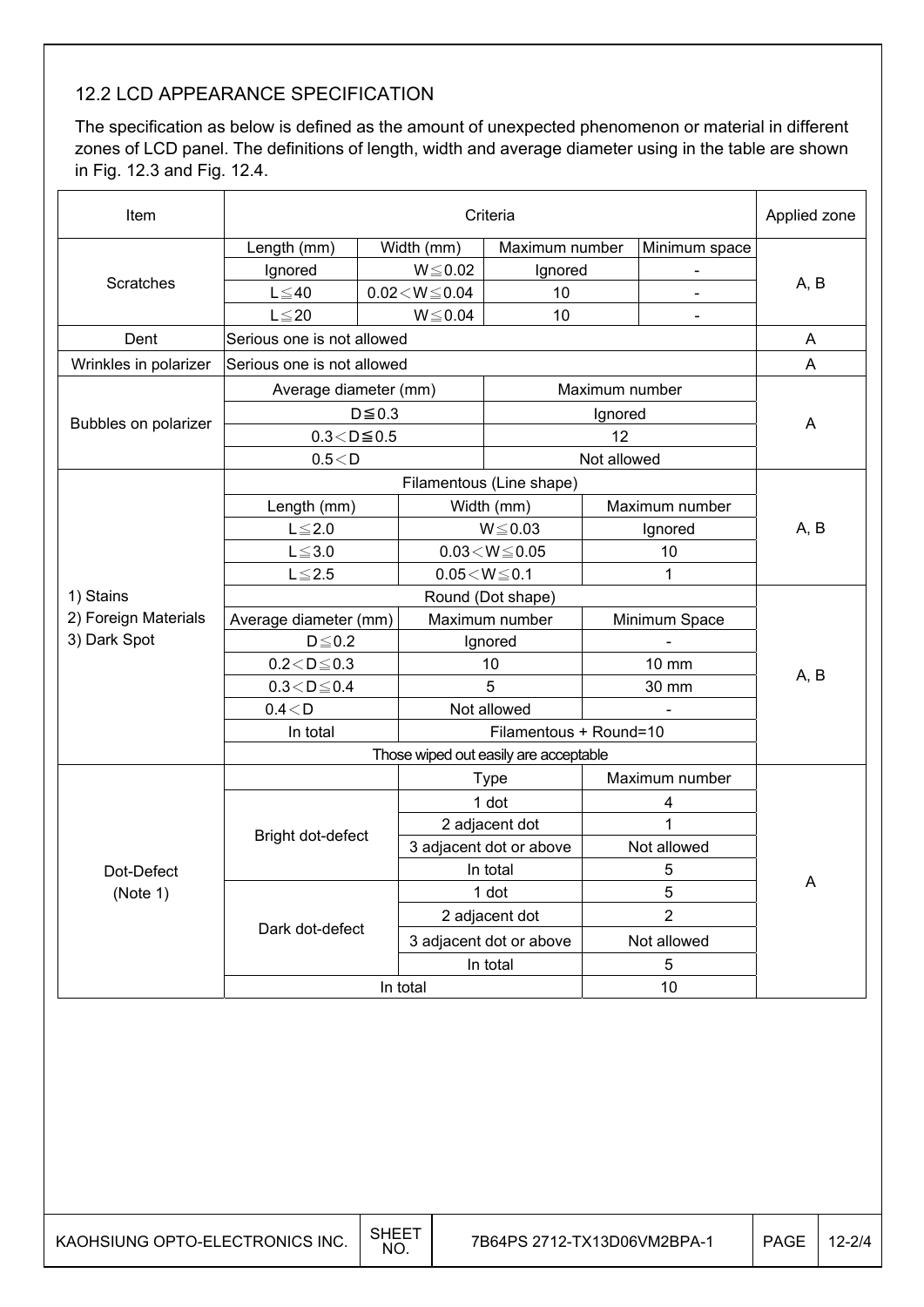## 12.2 LCD APPEARANCE SPECIFICATION

The specification as below is defined as the amount of unexpected phenomenon or material in different zones of LCD panel. The definitions of length, width and average diameter using in the table are shown in Fig. 12.3 and Fig. 12.4.

| Item | Criteria | | | | Applied zone |
|---|---|---|---|---|---|
| Scratches | Length (mm) | Width (mm) | Maximum number | Minimum space | A, B |
| | Ignored | W≦0.02 | Ignored | - | |
| | L≦40 | 0.02＜W≦0.04 | 10 | - | |
| | L≦20 | W≦0.04 | 10 | - | |
| Dent | Serious one is not allowed | | | | A |
| Wrinkles in polarizer | Serious one is not allowed | | | | A |
| Bubbles on polarizer | Average diameter (mm) | | Maximum number | | A |
| | D≦0.3 | | Ignored | | |
| | 0.3＜D≦0.5 | | 12 | | |
| | 0.5＜D | | Not allowed | | |
| 1) Stains<br>2) Foreign Materials<br>3) Dark Spot | Filamentous (Line shape) | | | | A, B |
| | Length (mm) | Width (mm) | Maximum number | | |
| | L≦2.0 | W≦0.03 | Ignored | | |
| | L≦3.0 | 0.03＜W≦0.05 | 10 | | |
| | L≦2.5 | 0.05＜W≦0.1 | 1 | | |
| | Round (Dot shape) | | | | A, B |
| | Average diameter (mm) | Maximum number | Minimum Space | | |
| | D≦0.2 | Ignored | - | | |
| | 0.2＜D≦0.3 | 10 | 10 mm | | |
| | 0.3＜D≦0.4 | 5 | 30 mm | | |
| | 0.4＜D | Not allowed | - | | |
| | In total | Filamentous + Round=10 | | | |
| | Those wiped out easily are acceptable | | | | |
| Dot-Defect (Note 1) | | Type | Maximum number | | A |
| | Bright dot-defect | 1 dot | 4 | | |
| | | 2 adjacent dot | 1 | | |
| | | 3 adjacent dot or above | Not allowed | | |
| | | In total | 5 | | |
| | Dark dot-defect | 1 dot | 5 | | |
| | | 2 adjacent dot | 2 | | |
| | | 3 adjacent dot or above | Not allowed | | |
| | | In total | 5 | | |
| | In total | | 10 | | |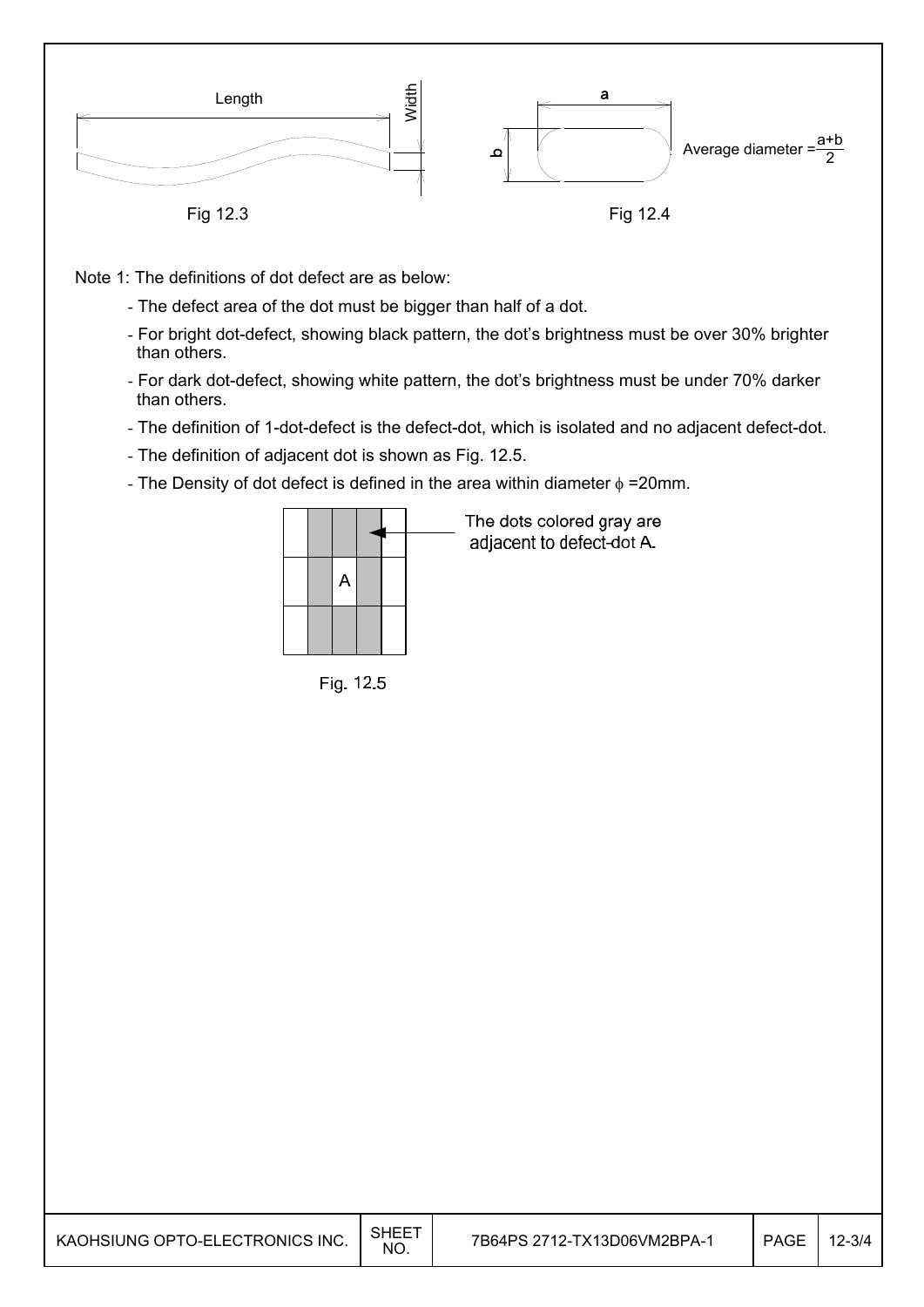Length

Width

Fig 12.3

a

b

Average diameter = $\frac{a+b}{2}$

Fig 12.4

Note 1: The definitions of dot defect are as below:

- The defect area of the dot must be bigger than half of a dot.
- For bright dot-defect, showing black pattern, the dot's brightness must be over 30% brighter than others.
- For dark dot-defect, showing white pattern, the dot's brightness must be under 70% darker than others.
- The definition of 1-dot-defect is the defect-dot, which is isolated and no adjacent defect-dot.
- The definition of adjacent dot is shown as Fig. 12.5.
- The Density of dot defect is defined in the area within diameter $\phi$ =20mm.

The dots colored gray are adjacent to defect-dot A.

Fig. 12.5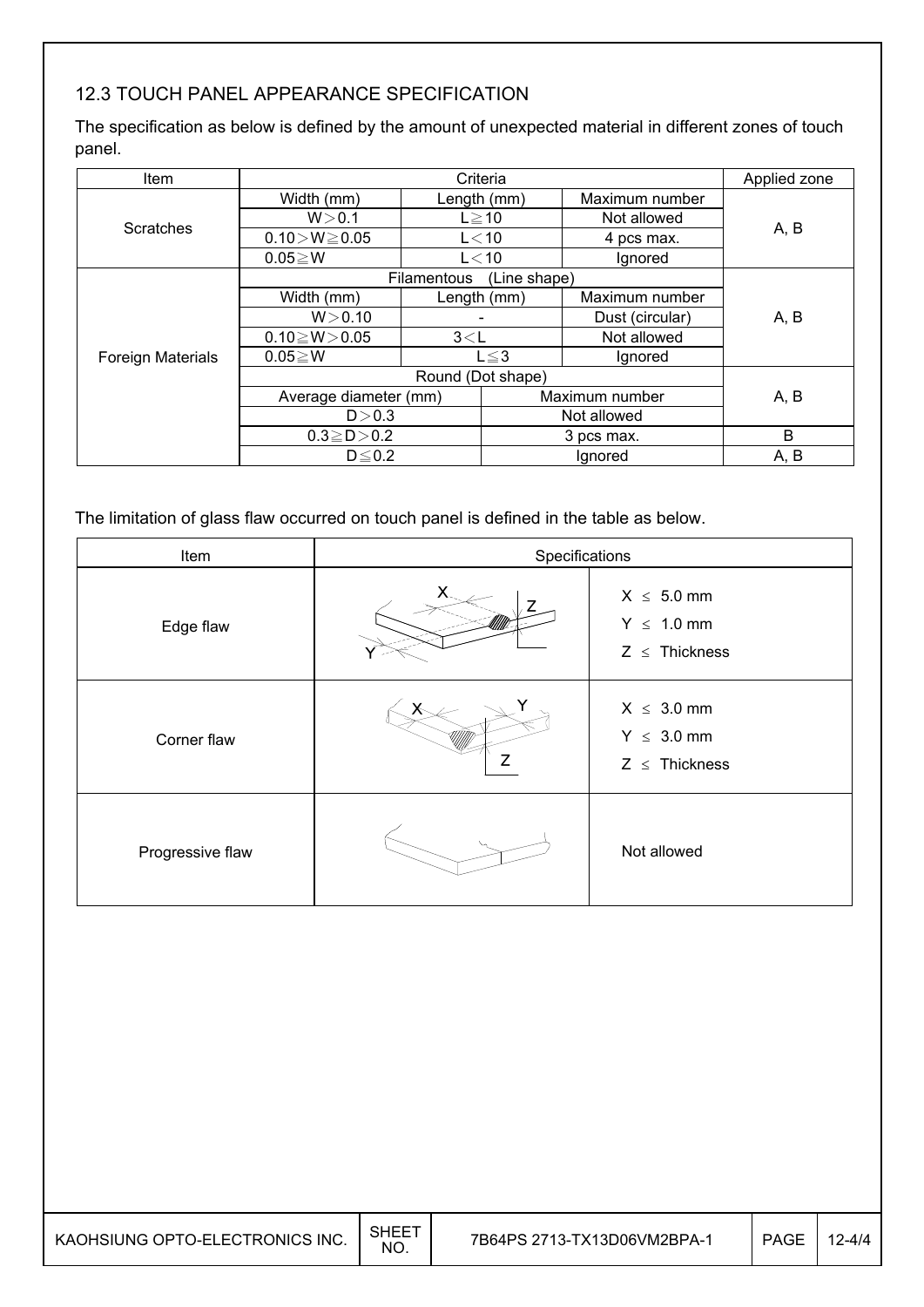### 12.3 TOUCH PANEL APPEARANCE SPECIFICATION

The specification as below is defined by the amount of unexpected material in different zones of touch panel.

| Item | Criteria | | | Applied zone |
|---|---|---|---|---|
| Scratches | Width (mm) | Length (mm) | Maximum number | A, B |
| | W＞0.1 | L≧10 | Not allowed | |
| | 0.10＞W≧0.05 | L＜10 | 4 pcs max. | |
| | 0.05≧W | L＜10 | Ignored | |
| Foreign Materials | Filamentous (Line shape) | | | A, B |
| | Width (mm) | Length (mm) | Maximum number | |
| | W＞0.10 | - | Dust (circular) | |
| | 0.10≧W＞0.05 | 3＜L | Not allowed | |
| | 0.05≧W | L≦3 | Ignored | |
| | Round (Dot shape) | | | A, B |
| | Average diameter (mm) | Maximum number | | |
| | D＞0.3 | Not allowed | | |
| | 0.3≧D＞0.2 | 3 pcs max. | | B |
| | D≦0.2 | Ignored | | A, B |

The limitation of glass flaw occurred on touch panel is defined in the table as below.

| Item | Specifications |
|---|---|
| Edge flaw | X ≤ 5.0 mm<br>Y ≤ 1.0 mm<br>Z ≤ Thickness |
| Corner flaw | X ≤ 3.0 mm<br>Y ≤ 3.0 mm<br>Z ≤ Thickness |
| Progressive flaw | Not allowed |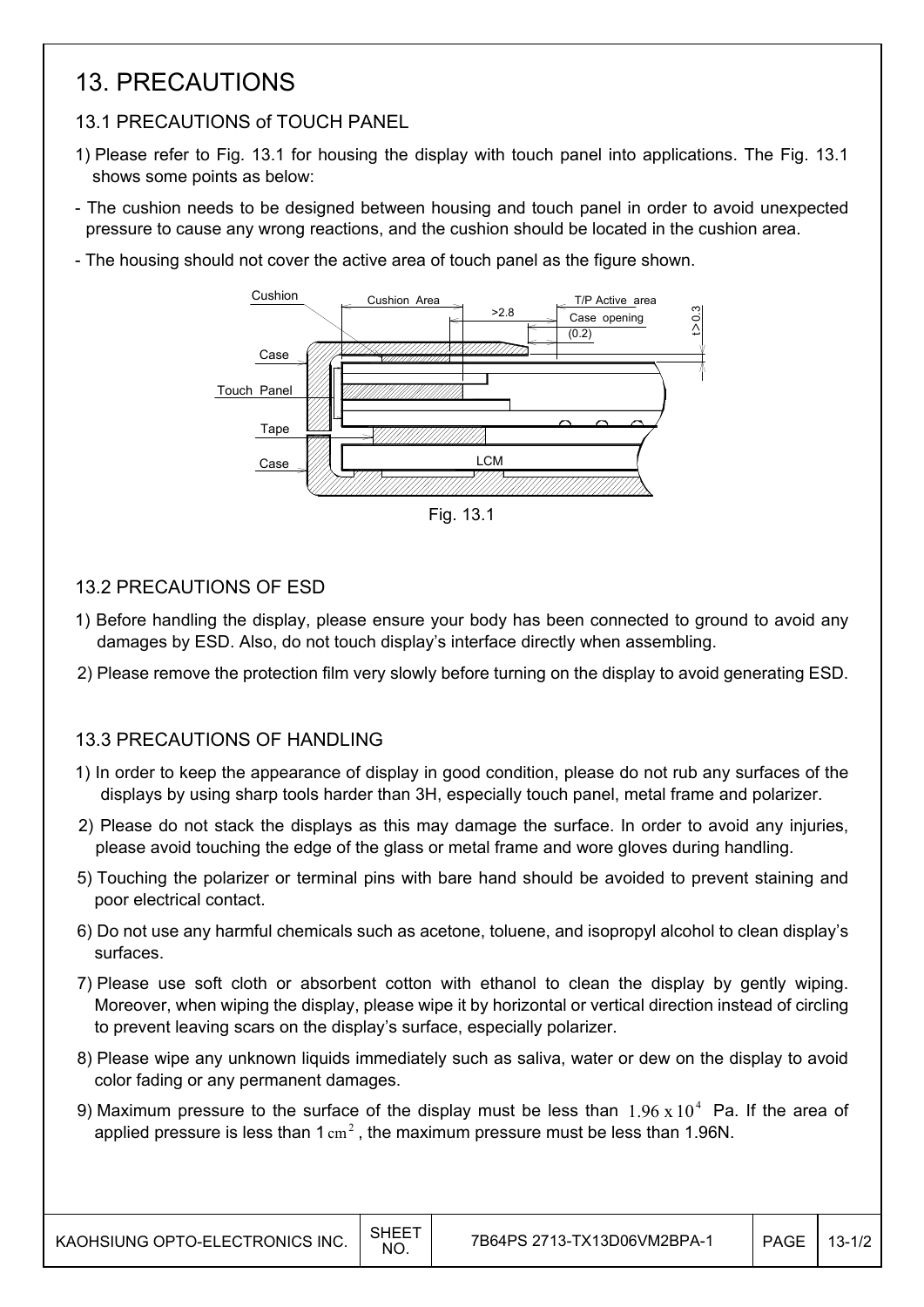# 13. PRECAUTIONS

## 13.1 PRECAUTIONS of TOUCH PANEL

1) Please refer to Fig. 13.1 for housing the display with touch panel into applications. The Fig. 13.1 shows some points as below:

- The cushion needs to be designed between housing and touch panel in order to avoid unexpected pressure to cause any wrong reactions, and the cushion should be located in the cushion area.
- The housing should not cover the active area of touch panel as the figure shown.

Fig. 13.1

## 13.2 PRECAUTIONS OF ESD

1) Before handling the display, please ensure your body has been connected to ground to avoid any damages by ESD. Also, do not touch display's interface directly when assembling.

2) Please remove the protection film very slowly before turning on the display to avoid generating ESD.

## 13.3 PRECAUTIONS OF HANDLING

1) In order to keep the appearance of display in good condition, please do not rub any surfaces of the displays by using sharp tools harder than 3H, especially touch panel, metal frame and polarizer.

2) Please do not stack the displays as this may damage the surface. In order to avoid any injuries, please avoid touching the edge of the glass or metal frame and wore gloves during handling.

5) Touching the polarizer or terminal pins with bare hand should be avoided to prevent staining and poor electrical contact.

6) Do not use any harmful chemicals such as acetone, toluene, and isopropyl alcohol to clean display's surfaces.

7) Please use soft cloth or absorbent cotton with ethanol to clean the display by gently wiping. Moreover, when wiping the display, please wipe it by horizontal or vertical direction instead of circling to prevent leaving scars on the display's surface, especially polarizer.

8) Please wipe any unknown liquids immediately such as saliva, water or dew on the display to avoid color fading or any permanent damages.

9) Maximum pressure to the surface of the display must be less than $1.96 \times 10^4$ Pa. If the area of applied pressure is less than 1 $cm^2$, the maximum pressure must be less than 1.96N.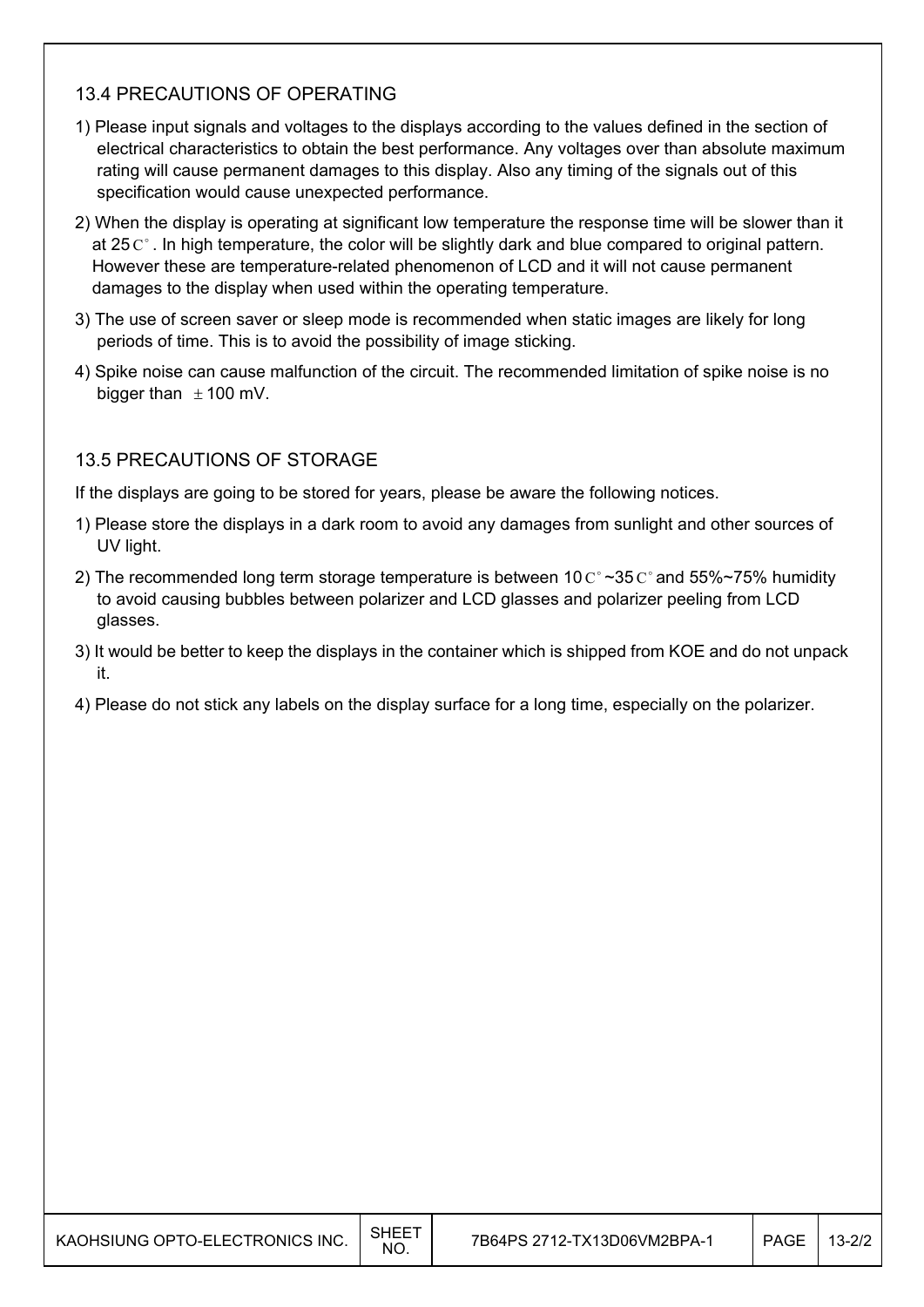## 13.4 PRECAUTIONS OF OPERATING

1) Please input signals and voltages to the displays according to the values defined in the section of electrical characteristics to obtain the best performance. Any voltages over than absolute maximum rating will cause permanent damages to this display. Also any timing of the signals out of this specification would cause unexpected performance.

2) When the display is operating at significant low temperature the response time will be slower than it at 25C°. In high temperature, the color will be slightly dark and blue compared to original pattern. However these are temperature-related phenomenon of LCD and it will not cause permanent damages to the display when used within the operating temperature.

3) The use of screen saver or sleep mode is recommended when static images are likely for long periods of time. This is to avoid the possibility of image sticking.

4) Spike noise can cause malfunction of the circuit. The recommended limitation of spike noise is no bigger than ±100 mV.

## 13.5 PRECAUTIONS OF STORAGE

If the displays are going to be stored for years, please be aware the following notices.

1) Please store the displays in a dark room to avoid any damages from sunlight and other sources of UV light.

2) The recommended long term storage temperature is between 10C°~35C° and 55%~75% humidity to avoid causing bubbles between polarizer and LCD glasses and polarizer peeling from LCD glasses.

3) It would be better to keep the displays in the container which is shipped from KOE and do not unpack it.

4) Please do not stick any labels on the display surface for a long time, especially on the polarizer.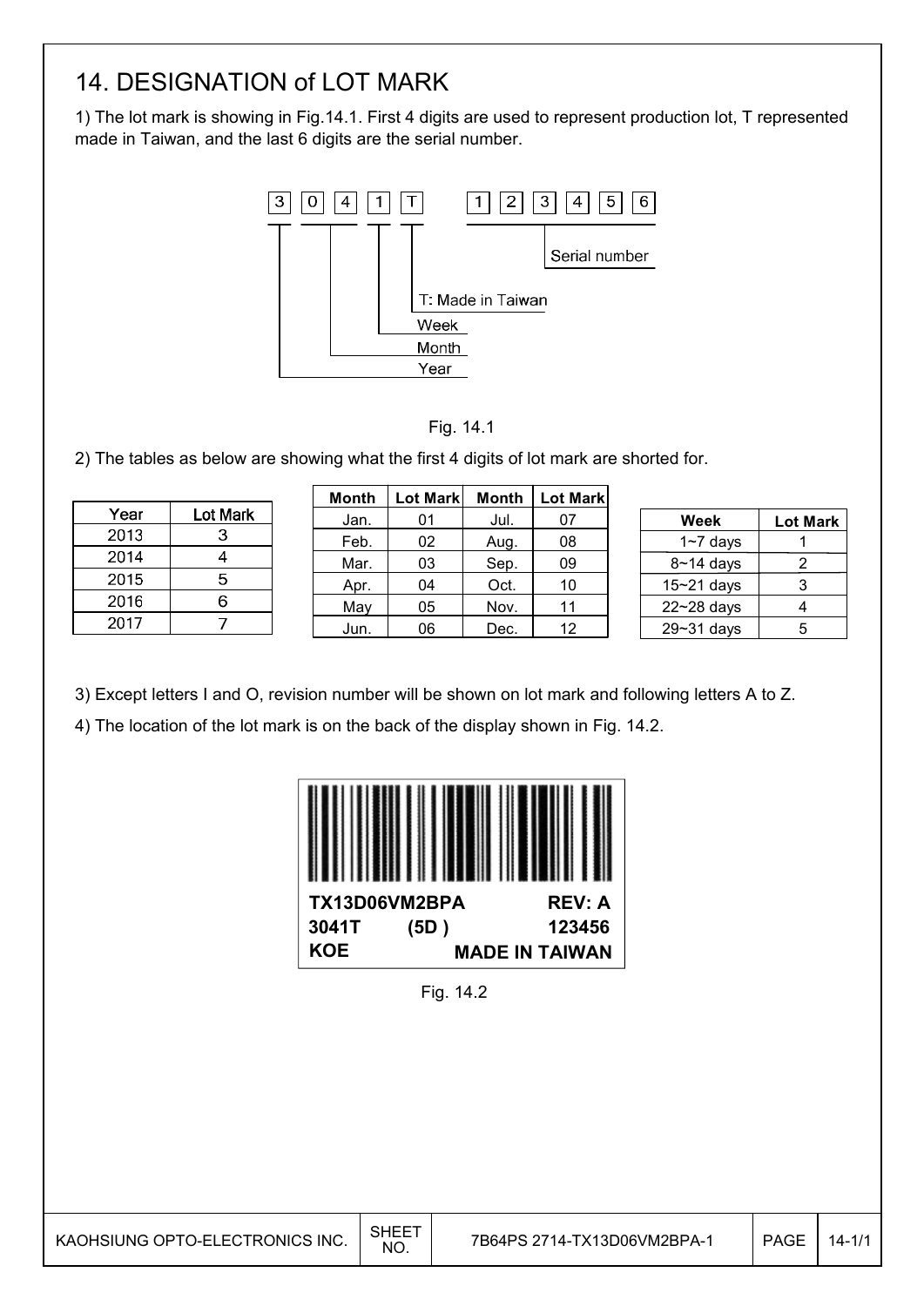# 14. DESIGNATION of LOT MARK

1) The lot mark is showing in Fig.14.1. First 4 digits are used to represent production lot, T represented made in Taiwan, and the last 6 digits are the serial number.

3 0 4 1 T   1 2 3 4 5 6

Serial number

T: Made in Taiwan

Week

Month

Year

Fig. 14.1

2) The tables as below are showing what the first 4 digits of lot mark are shorted for.

| Year | Lot Mark |
|---|---|
| 2013 | 3 |
| 2014 | 4 |
| 2015 | 5 |
| 2016 | 6 |
| 2017 | 7 |

| Month | Lot Mark | Month | Lot Mark |
|---|---|---|---|
| Jan. | 01 | Jul. | 07 |
| Feb. | 02 | Aug. | 08 |
| Mar. | 03 | Sep. | 09 |
| Apr. | 04 | Oct. | 10 |
| May | 05 | Nov. | 11 |
| Jun. | 06 | Dec. | 12 |

| Week | Lot Mark |
|---|---|
| 1~7 days | 1 |
| 8~14 days | 2 |
| 15~21 days | 3 |
| 22~28 days | 4 |
| 29~31 days | 5 |

3) Except letters I and O, revision number will be shown on lot mark and following letters A to Z.

4) The location of the lot mark is on the back of the display shown in Fig. 14.2.

**TX13D06VM2BPA** **REV: A**

**3041T** **(5D )** **123456**

**KOE** **MADE IN TAIWAN**

Fig. 14.2